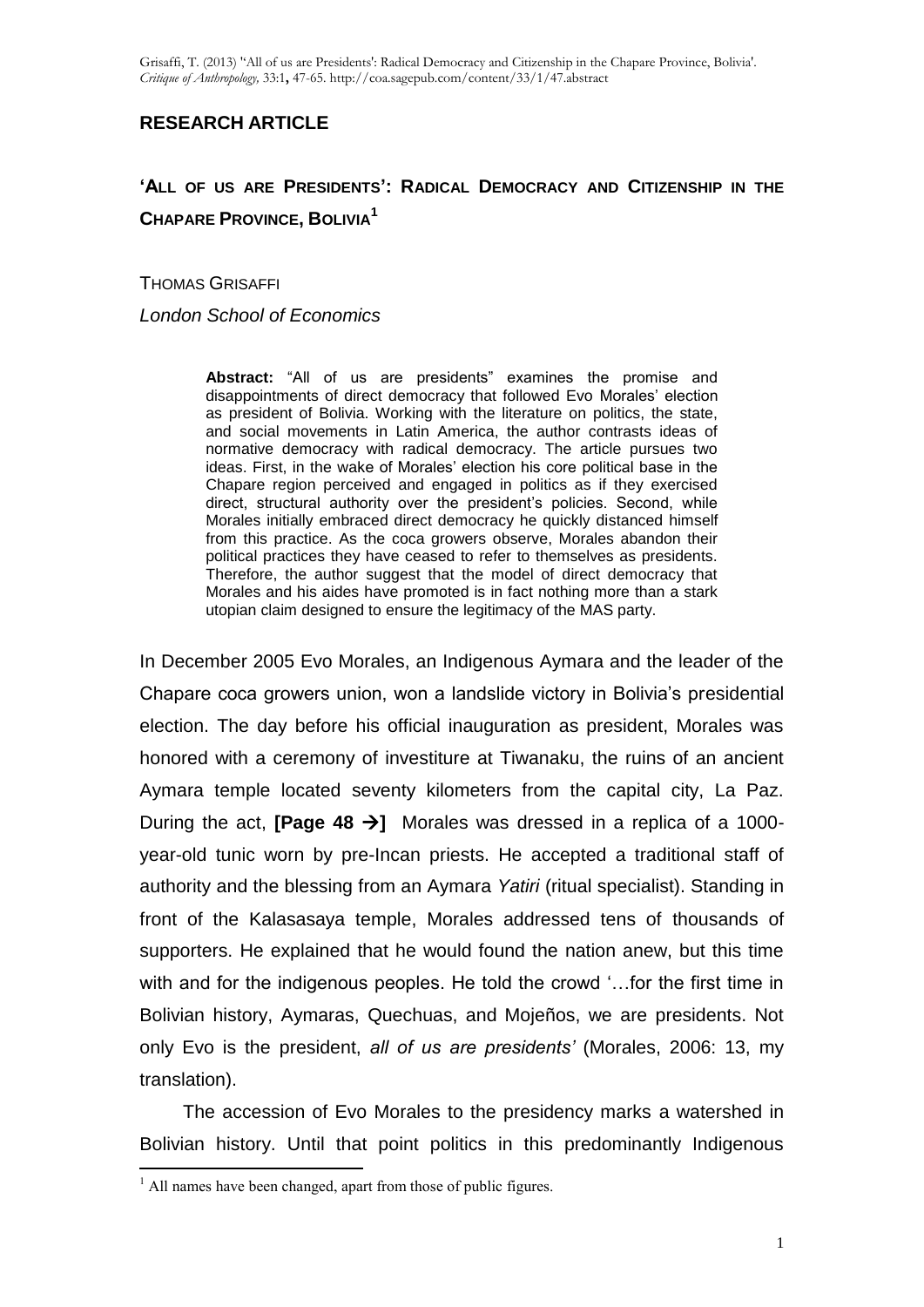Grisaffi, T. (2013) ''All of us are Presidents': Radical Democracy and Citizenship in the Chapare Province, Bolivia'. *Critique of Anthropology,* 33:1**,** 47-65. http://coa.sagepub.com/content/33/1/47.abstract

**RESEARCH ARTICLE**

## 'ALL OF US ARE PRESIDENTS': RADICAL DEMOCRACY AND CITIZENSHIP IN THE CHAPARE PROVINCE, BOLIVIA[1]

THOMAS GRISAFFI

*London School of Economics*

> **Abstract:** "All of us are presidents" examines the promise and disappointments of direct democracy that followed Evo Morales' election as president of Bolivia. Working with the literature on politics, the state, and social movements in Latin America, the author contrasts ideas of normative democracy with radical democracy. The article pursues two ideas. First, in the wake of Morales' election his core political base in the Chapare region perceived and engaged in politics as if they exercised direct, structural authority over the president's policies. Second, while Morales initially embraced direct democracy he quickly distanced himself from this practice. As the coca growers observe, Morales abandon their political practices they have ceased to refer to themselves as presidents. Therefore, the author suggest that the model of direct democracy that Morales and his aides have promoted is in fact nothing more than a stark utopian claim designed to ensure the legitimacy of the MAS party.

In December 2005 Evo Morales, an Indigenous Aymara and the leader of the Chapare coca growers union, won a landslide victory in Bolivia's presidential election. The day before his official inauguration as president, Morales was honored with a ceremony of investiture at Tiwanaku, the ruins of an ancient Aymara temple located seventy kilometers from the capital city, La Paz. During the act, **[Page 48 →]** Morales was dressed in a replica of a 1000-year-old tunic worn by pre-Incan priests. He accepted a traditional staff of authority and the blessing from an Aymara *Yatiri* (ritual specialist). Standing in front of the Kalasasaya temple, Morales addressed tens of thousands of supporters. He explained that he would found the nation anew, but this time with and for the indigenous peoples. He told the crowd '…for the first time in Bolivian history, Aymaras, Quechuas, and Mojeños, we are presidents. Not only Evo is the president, *all of us are presidents'* (Morales, 2006: 13, my translation).

The accession of Evo Morales to the presidency marks a watershed in Bolivian history. Until that point politics in this predominantly Indigenous

[1] All names have been changed, apart from those of public figures.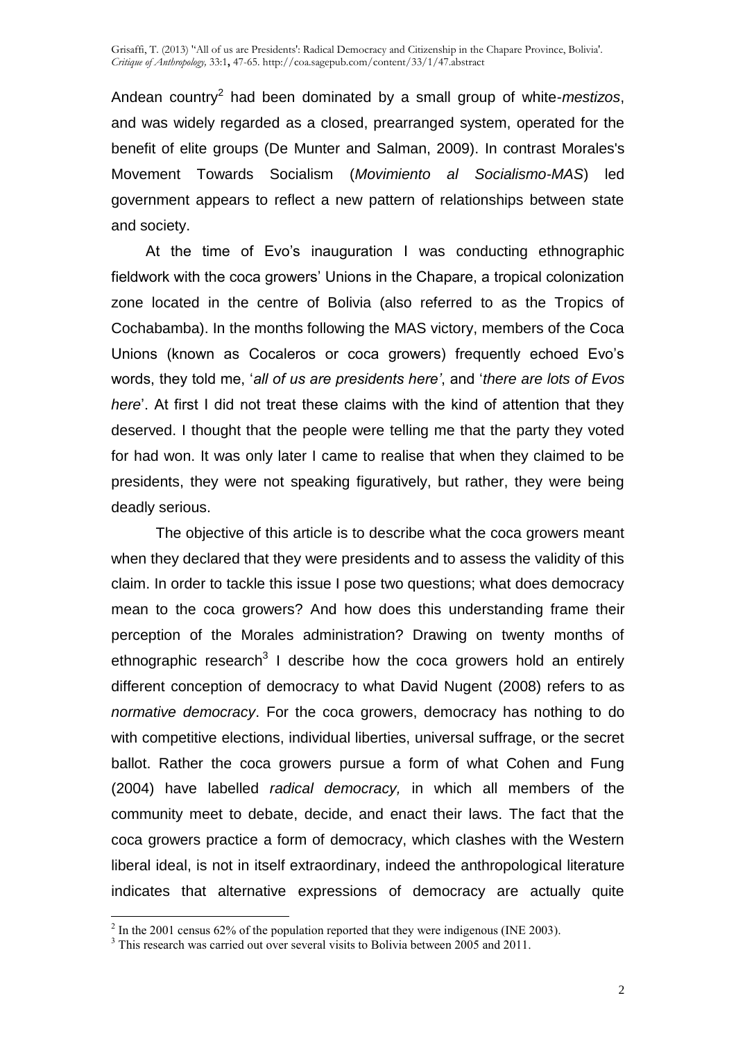Andean country[2] had been dominated by a small group of white-*mestizos*, and was widely regarded as a closed, prearranged system, operated for the benefit of elite groups (De Munter and Salman, 2009). In contrast Morales's Movement Towards Socialism (*Movimiento al Socialismo-MAS*) led government appears to reflect a new pattern of relationships between state and society.

At the time of Evo's inauguration I was conducting ethnographic fieldwork with the coca growers' Unions in the Chapare, a tropical colonization zone located in the centre of Bolivia (also referred to as the Tropics of Cochabamba). In the months following the MAS victory, members of the Coca Unions (known as Cocaleros or coca growers) frequently echoed Evo's words, they told me, '*all of us are presidents here'*, and '*there are lots of Evos here*'. At first I did not treat these claims with the kind of attention that they deserved. I thought that the people were telling me that the party they voted for had won. It was only later I came to realise that when they claimed to be presidents, they were not speaking figuratively, but rather, they were being deadly serious.

The objective of this article is to describe what the coca growers meant when they declared that they were presidents and to assess the validity of this claim. In order to tackle this issue I pose two questions; what does democracy mean to the coca growers? And how does this understanding frame their perception of the Morales administration? Drawing on twenty months of ethnographic research[3] I describe how the coca growers hold an entirely different conception of democracy to what David Nugent (2008) refers to as *normative democracy*. For the coca growers, democracy has nothing to do with competitive elections, individual liberties, universal suffrage, or the secret ballot. Rather the coca growers pursue a form of what Cohen and Fung (2004) have labelled *radical democracy,* in which all members of the community meet to debate, decide, and enact their laws. The fact that the coca growers practice a form of democracy, which clashes with the Western liberal ideal, is not in itself extraordinary, indeed the anthropological literature indicates that alternative expressions of democracy are actually quite

---

[2] In the 2001 census 62% of the population reported that they were indigenous (INE 2003).

[3] This research was carried out over several visits to Bolivia between 2005 and 2011.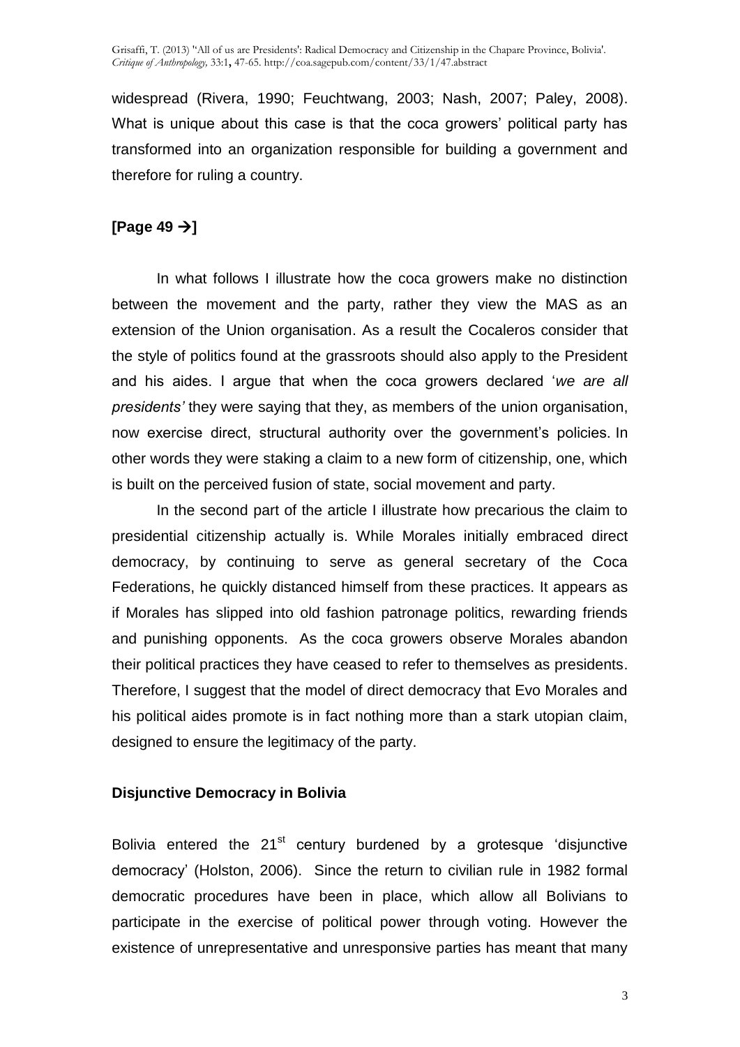widespread (Rivera, 1990; Feuchtwang, 2003; Nash, 2007; Paley, 2008). What is unique about this case is that the coca growers' political party has transformed into an organization responsible for building a government and therefore for ruling a country.

**[Page 49 →]**

In what follows I illustrate how the coca growers make no distinction between the movement and the party, rather they view the MAS as an extension of the Union organisation. As a result the Cocaleros consider that the style of politics found at the grassroots should also apply to the President and his aides. I argue that when the coca growers declared '*we are all presidents'* they were saying that they, as members of the union organisation, now exercise direct, structural authority over the government's policies. In other words they were staking a claim to a new form of citizenship, one, which is built on the perceived fusion of state, social movement and party.

In the second part of the article I illustrate how precarious the claim to presidential citizenship actually is. While Morales initially embraced direct democracy, by continuing to serve as general secretary of the Coca Federations, he quickly distanced himself from these practices. It appears as if Morales has slipped into old fashion patronage politics, rewarding friends and punishing opponents. As the coca growers observe Morales abandon their political practices they have ceased to refer to themselves as presidents. Therefore, I suggest that the model of direct democracy that Evo Morales and his political aides promote is in fact nothing more than a stark utopian claim, designed to ensure the legitimacy of the party.

### Disjunctive Democracy in Bolivia

Bolivia entered the 21st century burdened by a grotesque 'disjunctive democracy' (Holston, 2006). Since the return to civilian rule in 1982 formal democratic procedures have been in place, which allow all Bolivians to participate in the exercise of political power through voting. However the existence of unrepresentative and unresponsive parties has meant that many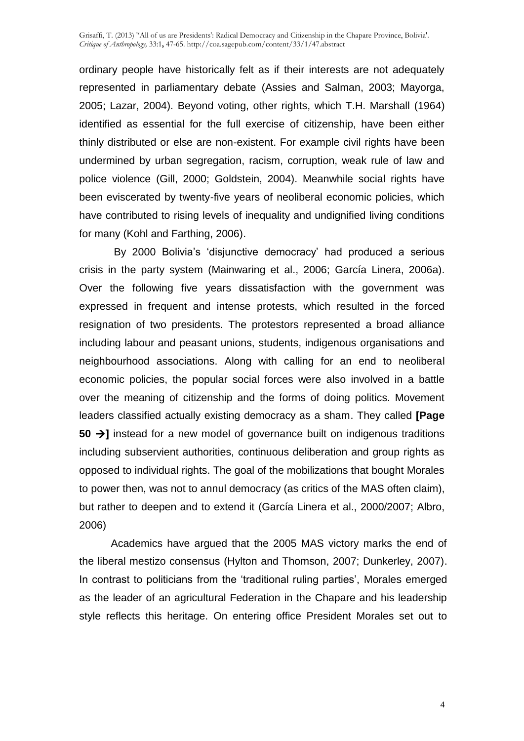ordinary people have historically felt as if their interests are not adequately represented in parliamentary debate (Assies and Salman, 2003; Mayorga, 2005; Lazar, 2004). Beyond voting, other rights, which T.H. Marshall (1964) identified as essential for the full exercise of citizenship, have been either thinly distributed or else are non-existent. For example civil rights have been undermined by urban segregation, racism, corruption, weak rule of law and police violence (Gill, 2000; Goldstein, 2004). Meanwhile social rights have been eviscerated by twenty-five years of neoliberal economic policies, which have contributed to rising levels of inequality and undignified living conditions for many (Kohl and Farthing, 2006).

By 2000 Bolivia's 'disjunctive democracy' had produced a serious crisis in the party system (Mainwaring et al., 2006; García Linera, 2006a). Over the following five years dissatisfaction with the government was expressed in frequent and intense protests, which resulted in the forced resignation of two presidents. The protestors represented a broad alliance including labour and peasant unions, students, indigenous organisations and neighbourhood associations. Along with calling for an end to neoliberal economic policies, the popular social forces were also involved in a battle over the meaning of citizenship and the forms of doing politics. Movement leaders classified actually existing democracy as a sham. They called **[Page 50 →]** instead for a new model of governance built on indigenous traditions including subservient authorities, continuous deliberation and group rights as opposed to individual rights. The goal of the mobilizations that bought Morales to power then, was not to annul democracy (as critics of the MAS often claim), but rather to deepen and to extend it (García Linera et al., 2000/2007; Albro, 2006)

Academics have argued that the 2005 MAS victory marks the end of the liberal mestizo consensus (Hylton and Thomson, 2007; Dunkerley, 2007). In contrast to politicians from the 'traditional ruling parties', Morales emerged as the leader of an agricultural Federation in the Chapare and his leadership style reflects this heritage. On entering office President Morales set out to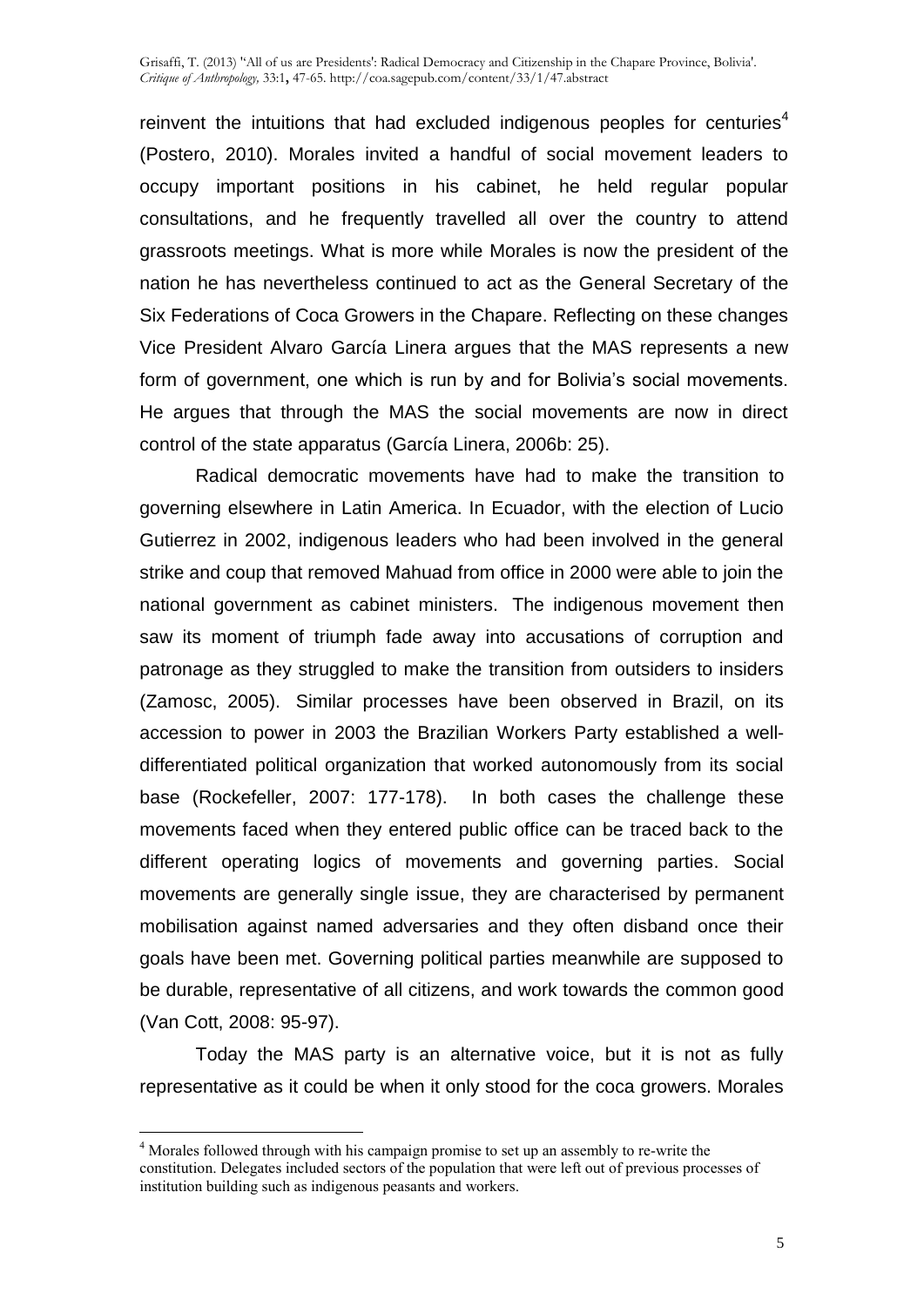reinvent the intuitions that had excluded indigenous peoples for centuries[4] (Postero, 2010). Morales invited a handful of social movement leaders to occupy important positions in his cabinet, he held regular popular consultations, and he frequently travelled all over the country to attend grassroots meetings. What is more while Morales is now the president of the nation he has nevertheless continued to act as the General Secretary of the Six Federations of Coca Growers in the Chapare. Reflecting on these changes Vice President Alvaro García Linera argues that the MAS represents a new form of government, one which is run by and for Bolivia's social movements. He argues that through the MAS the social movements are now in direct control of the state apparatus (García Linera, 2006b: 25).

Radical democratic movements have had to make the transition to governing elsewhere in Latin America. In Ecuador, with the election of Lucio Gutierrez in 2002, indigenous leaders who had been involved in the general strike and coup that removed Mahuad from office in 2000 were able to join the national government as cabinet ministers. The indigenous movement then saw its moment of triumph fade away into accusations of corruption and patronage as they struggled to make the transition from outsiders to insiders (Zamosc, 2005). Similar processes have been observed in Brazil, on its accession to power in 2003 the Brazilian Workers Party established a well-differentiated political organization that worked autonomously from its social base (Rockefeller, 2007: 177-178). In both cases the challenge these movements faced when they entered public office can be traced back to the different operating logics of movements and governing parties. Social movements are generally single issue, they are characterised by permanent mobilisation against named adversaries and they often disband once their goals have been met. Governing political parties meanwhile are supposed to be durable, representative of all citizens, and work towards the common good (Van Cott, 2008: 95-97).

Today the MAS party is an alternative voice, but it is not as fully representative as it could be when it only stood for the coca growers. Morales

---

[4] Morales followed through with his campaign promise to set up an assembly to re-write the constitution. Delegates included sectors of the population that were left out of previous processes of institution building such as indigenous peasants and workers.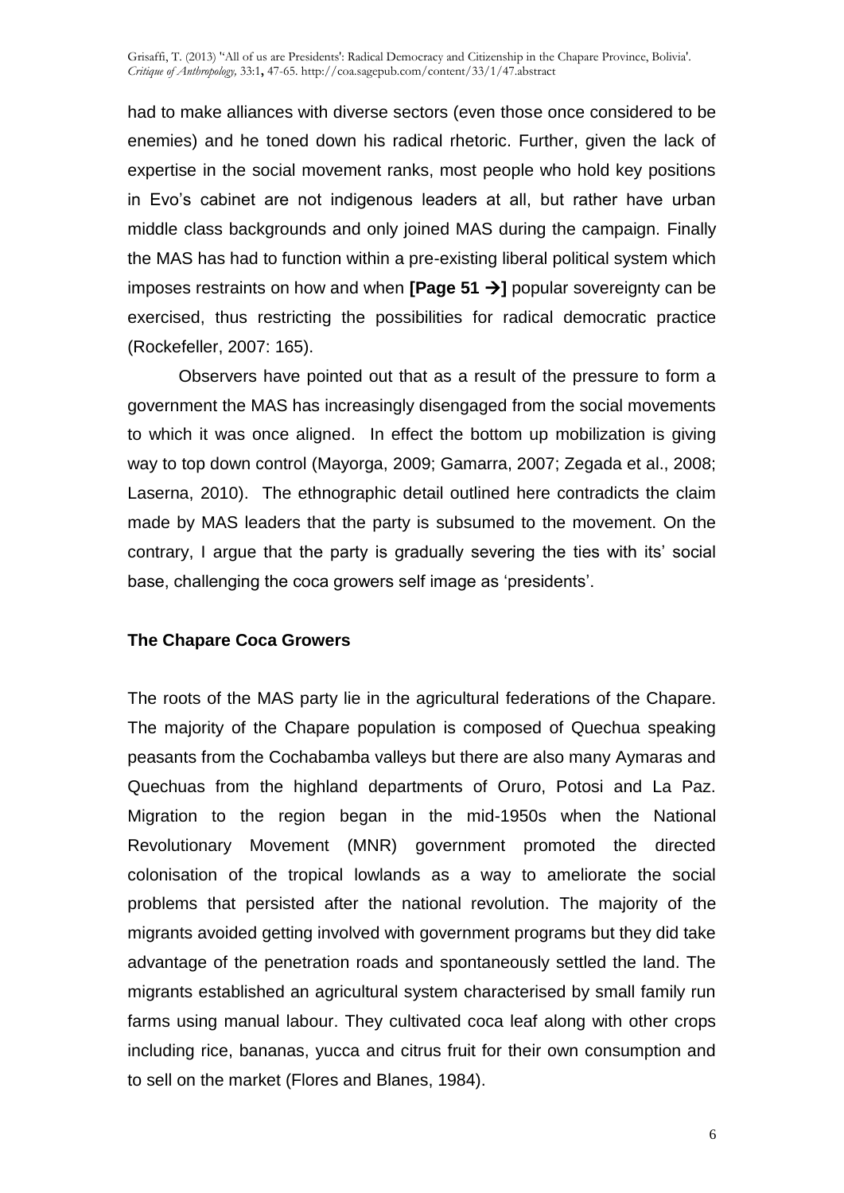had to make alliances with diverse sectors (even those once considered to be enemies) and he toned down his radical rhetoric. Further, given the lack of expertise in the social movement ranks, most people who hold key positions in Evo's cabinet are not indigenous leaders at all, but rather have urban middle class backgrounds and only joined MAS during the campaign. Finally the MAS has had to function within a pre-existing liberal political system which imposes restraints on how and when **[Page 51 →]** popular sovereignty can be exercised, thus restricting the possibilities for radical democratic practice (Rockefeller, 2007: 165).

Observers have pointed out that as a result of the pressure to form a government the MAS has increasingly disengaged from the social movements to which it was once aligned. In effect the bottom up mobilization is giving way to top down control (Mayorga, 2009; Gamarra, 2007; Zegada et al., 2008; Laserna, 2010). The ethnographic detail outlined here contradicts the claim made by MAS leaders that the party is subsumed to the movement. On the contrary, I argue that the party is gradually severing the ties with its' social base, challenging the coca growers self image as 'presidents'.

**The Chapare Coca Growers**

The roots of the MAS party lie in the agricultural federations of the Chapare. The majority of the Chapare population is composed of Quechua speaking peasants from the Cochabamba valleys but there are also many Aymaras and Quechuas from the highland departments of Oruro, Potosi and La Paz. Migration to the region began in the mid-1950s when the National Revolutionary Movement (MNR) government promoted the directed colonisation of the tropical lowlands as a way to ameliorate the social problems that persisted after the national revolution. The majority of the migrants avoided getting involved with government programs but they did take advantage of the penetration roads and spontaneously settled the land. The migrants established an agricultural system characterised by small family run farms using manual labour. They cultivated coca leaf along with other crops including rice, bananas, yucca and citrus fruit for their own consumption and to sell on the market (Flores and Blanes, 1984).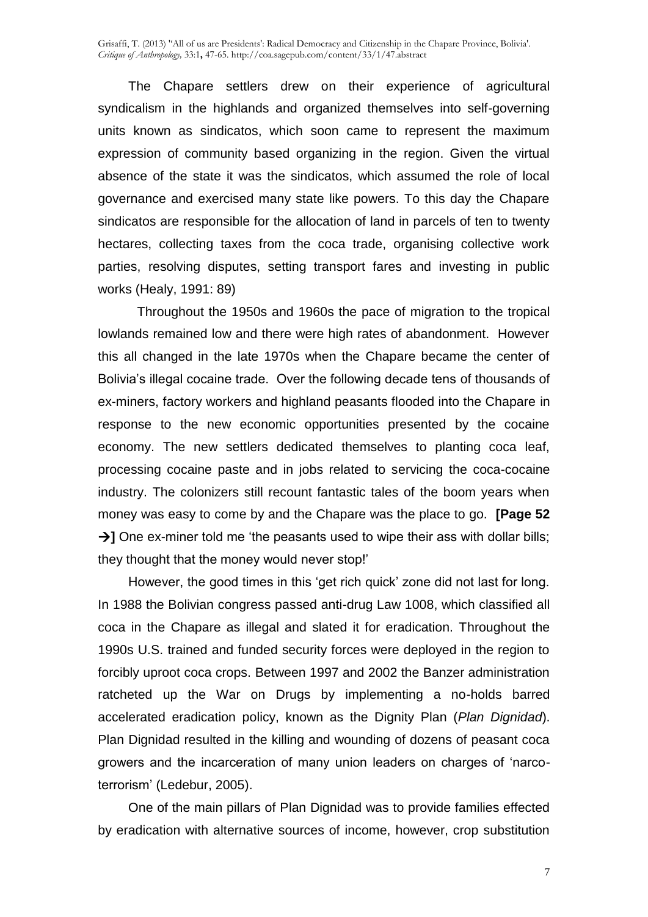The Chapare settlers drew on their experience of agricultural syndicalism in the highlands and organized themselves into self-governing units known as sindicatos, which soon came to represent the maximum expression of community based organizing in the region. Given the virtual absence of the state it was the sindicatos, which assumed the role of local governance and exercised many state like powers. To this day the Chapare sindicatos are responsible for the allocation of land in parcels of ten to twenty hectares, collecting taxes from the coca trade, organising collective work parties, resolving disputes, setting transport fares and investing in public works (Healy, 1991: 89)

Throughout the 1950s and 1960s the pace of migration to the tropical lowlands remained low and there were high rates of abandonment. However this all changed in the late 1970s when the Chapare became the center of Bolivia's illegal cocaine trade. Over the following decade tens of thousands of ex-miners, factory workers and highland peasants flooded into the Chapare in response to the new economic opportunities presented by the cocaine economy. The new settlers dedicated themselves to planting coca leaf, processing cocaine paste and in jobs related to servicing the coca-cocaine industry. The colonizers still recount fantastic tales of the boom years when money was easy to come by and the Chapare was the place to go. **[Page 52 →]** One ex-miner told me 'the peasants used to wipe their ass with dollar bills; they thought that the money would never stop!'

However, the good times in this 'get rich quick' zone did not last for long. In 1988 the Bolivian congress passed anti-drug Law 1008, which classified all coca in the Chapare as illegal and slated it for eradication. Throughout the 1990s U.S. trained and funded security forces were deployed in the region to forcibly uproot coca crops. Between 1997 and 2002 the Banzer administration ratcheted up the War on Drugs by implementing a no-holds barred accelerated eradication policy, known as the Dignity Plan (*Plan Dignidad*). Plan Dignidad resulted in the killing and wounding of dozens of peasant coca growers and the incarceration of many union leaders on charges of 'narco-terrorism' (Ledebur, 2005).

One of the main pillars of Plan Dignidad was to provide families effected by eradication with alternative sources of income, however, crop substitution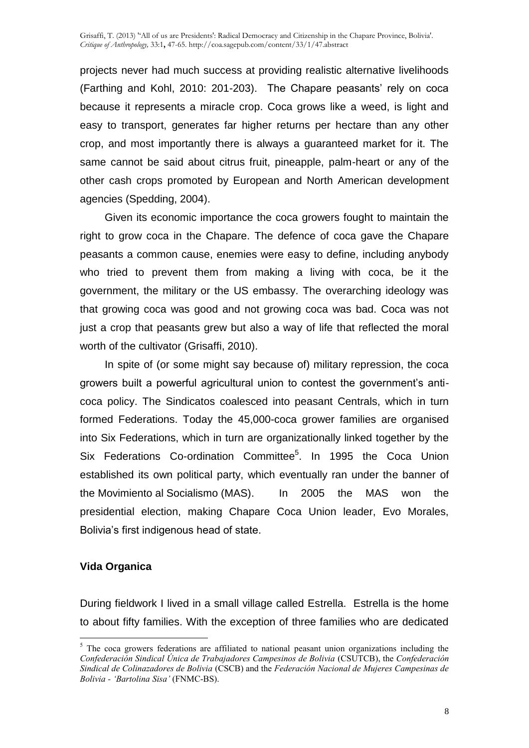projects never had much success at providing realistic alternative livelihoods (Farthing and Kohl, 2010: 201-203). The Chapare peasants' rely on coca because it represents a miracle crop. Coca grows like a weed, is light and easy to transport, generates far higher returns per hectare than any other crop, and most importantly there is always a guaranteed market for it. The same cannot be said about citrus fruit, pineapple, palm-heart or any of the other cash crops promoted by European and North American development agencies (Spedding, 2004).

Given its economic importance the coca growers fought to maintain the right to grow coca in the Chapare. The defence of coca gave the Chapare peasants a common cause, enemies were easy to define, including anybody who tried to prevent them from making a living with coca, be it the government, the military or the US embassy. The overarching ideology was that growing coca was good and not growing coca was bad. Coca was not just a crop that peasants grew but also a way of life that reflected the moral worth of the cultivator (Grisaffi, 2010).

In spite of (or some might say because of) military repression, the coca growers built a powerful agricultural union to contest the government's anti-coca policy. The Sindicatos coalesced into peasant Centrals, which in turn formed Federations. Today the 45,000-coca grower families are organised into Six Federations, which in turn are organizationally linked together by the Six Federations Co-ordination Committee[5]. In 1995 the Coca Union established its own political party, which eventually ran under the banner of the Movimiento al Socialismo (MAS). In 2005 the MAS won the presidential election, making Chapare Coca Union leader, Evo Morales, Bolivia's first indigenous head of state.

## Vida Organica

During fieldwork I lived in a small village called Estrella. Estrella is the home to about fifty families. With the exception of three families who are dedicated

---

[5] The coca growers federations are affiliated to national peasant union organizations including the *Confederación Sindical Única de Trabajadores Campesinos de Bolivia* (CSUTCB), the *Confederación Sindical de Colinazadores de Bolivia* (CSCB) and the *Federación Nacional de Mujeres Campesinas de Bolivia - 'Bartolina Sisa'* (FNMC-BS).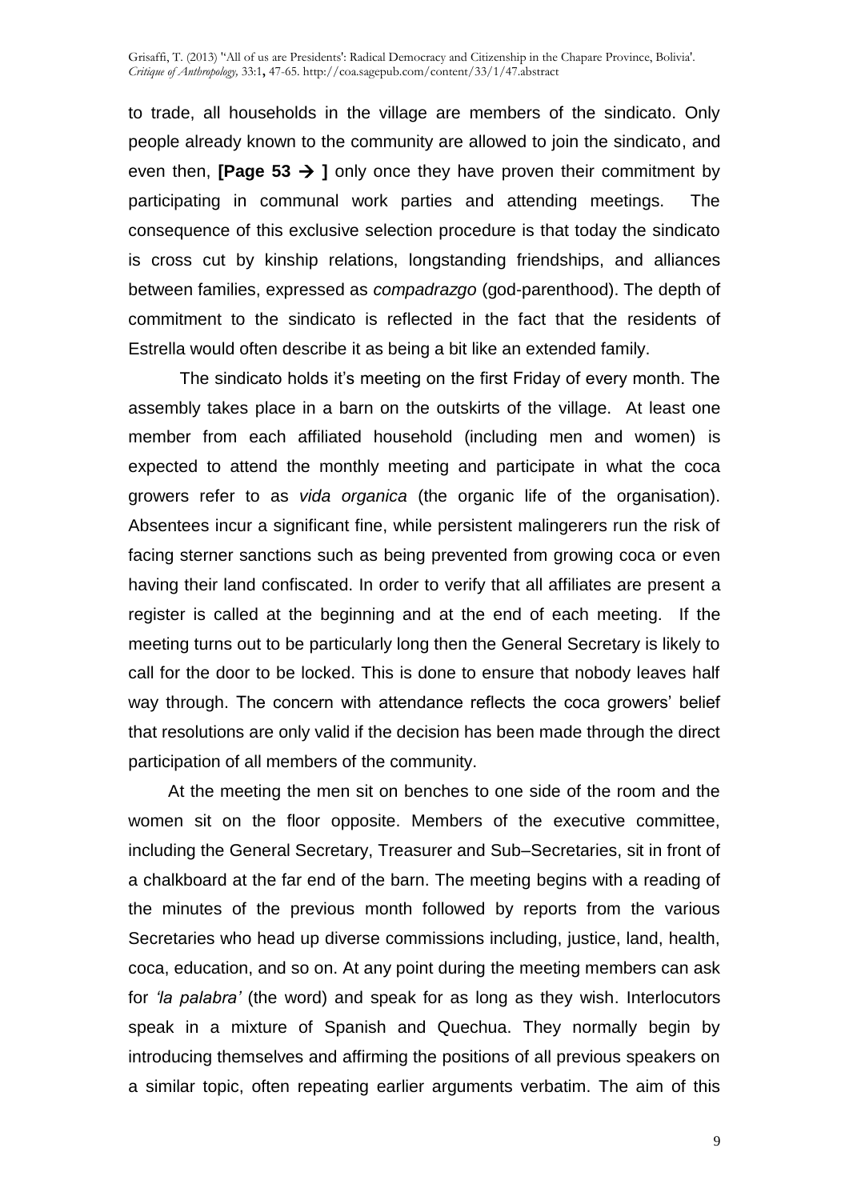to trade, all households in the village are members of the sindicato. Only people already known to the community are allowed to join the sindicato, and even then, **[Page 53 → ]** only once they have proven their commitment by participating in communal work parties and attending meetings. The consequence of this exclusive selection procedure is that today the sindicato is cross cut by kinship relations, longstanding friendships, and alliances between families, expressed as *compadrazgo* (god-parenthood). The depth of commitment to the sindicato is reflected in the fact that the residents of Estrella would often describe it as being a bit like an extended family.

The sindicato holds it's meeting on the first Friday of every month. The assembly takes place in a barn on the outskirts of the village. At least one member from each affiliated household (including men and women) is expected to attend the monthly meeting and participate in what the coca growers refer to as *vida organica* (the organic life of the organisation). Absentees incur a significant fine, while persistent malingerers run the risk of facing sterner sanctions such as being prevented from growing coca or even having their land confiscated. In order to verify that all affiliates are present a register is called at the beginning and at the end of each meeting. If the meeting turns out to be particularly long then the General Secretary is likely to call for the door to be locked. This is done to ensure that nobody leaves half way through. The concern with attendance reflects the coca growers' belief that resolutions are only valid if the decision has been made through the direct participation of all members of the community.

At the meeting the men sit on benches to one side of the room and the women sit on the floor opposite. Members of the executive committee, including the General Secretary, Treasurer and Sub–Secretaries, sit in front of a chalkboard at the far end of the barn. The meeting begins with a reading of the minutes of the previous month followed by reports from the various Secretaries who head up diverse commissions including, justice, land, health, coca, education, and so on. At any point during the meeting members can ask for *'la palabra'* (the word) and speak for as long as they wish. Interlocutors speak in a mixture of Spanish and Quechua. They normally begin by introducing themselves and affirming the positions of all previous speakers on a similar topic, often repeating earlier arguments verbatim. The aim of this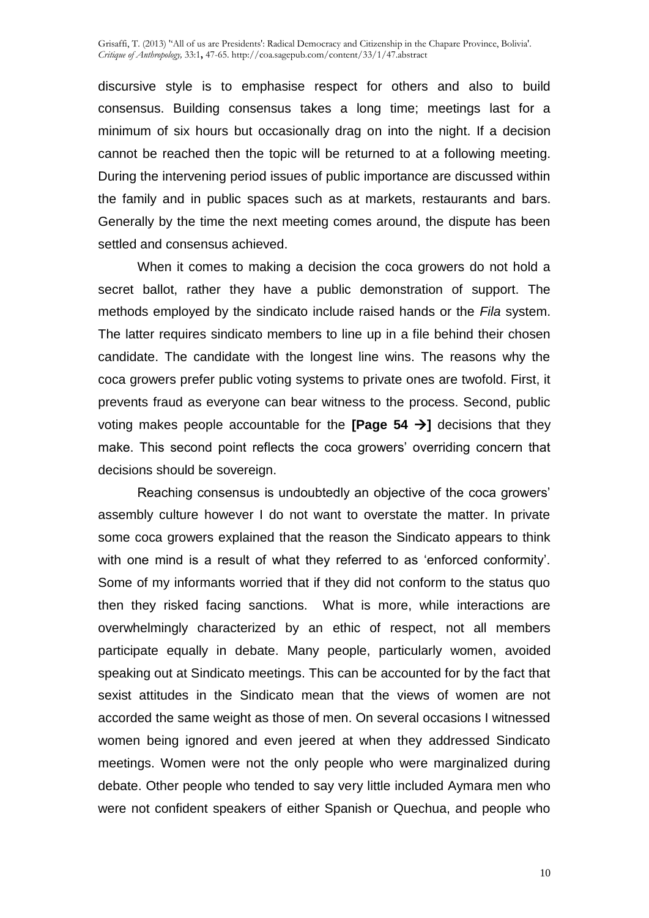discursive style is to emphasise respect for others and also to build consensus. Building consensus takes a long time; meetings last for a minimum of six hours but occasionally drag on into the night. If a decision cannot be reached then the topic will be returned to at a following meeting. During the intervening period issues of public importance are discussed within the family and in public spaces such as at markets, restaurants and bars. Generally by the time the next meeting comes around, the dispute has been settled and consensus achieved.

When it comes to making a decision the coca growers do not hold a secret ballot, rather they have a public demonstration of support. The methods employed by the sindicato include raised hands or the *Fila* system. The latter requires sindicato members to line up in a file behind their chosen candidate. The candidate with the longest line wins. The reasons why the coca growers prefer public voting systems to private ones are twofold. First, it prevents fraud as everyone can bear witness to the process. Second, public voting makes people accountable for the **[Page 54 →]** decisions that they make. This second point reflects the coca growers' overriding concern that decisions should be sovereign.

Reaching consensus is undoubtedly an objective of the coca growers' assembly culture however I do not want to overstate the matter. In private some coca growers explained that the reason the Sindicato appears to think with one mind is a result of what they referred to as 'enforced conformity'. Some of my informants worried that if they did not conform to the status quo then they risked facing sanctions. What is more, while interactions are overwhelmingly characterized by an ethic of respect, not all members participate equally in debate. Many people, particularly women, avoided speaking out at Sindicato meetings. This can be accounted for by the fact that sexist attitudes in the Sindicato mean that the views of women are not accorded the same weight as those of men. On several occasions I witnessed women being ignored and even jeered at when they addressed Sindicato meetings. Women were not the only people who were marginalized during debate. Other people who tended to say very little included Aymara men who were not confident speakers of either Spanish or Quechua, and people who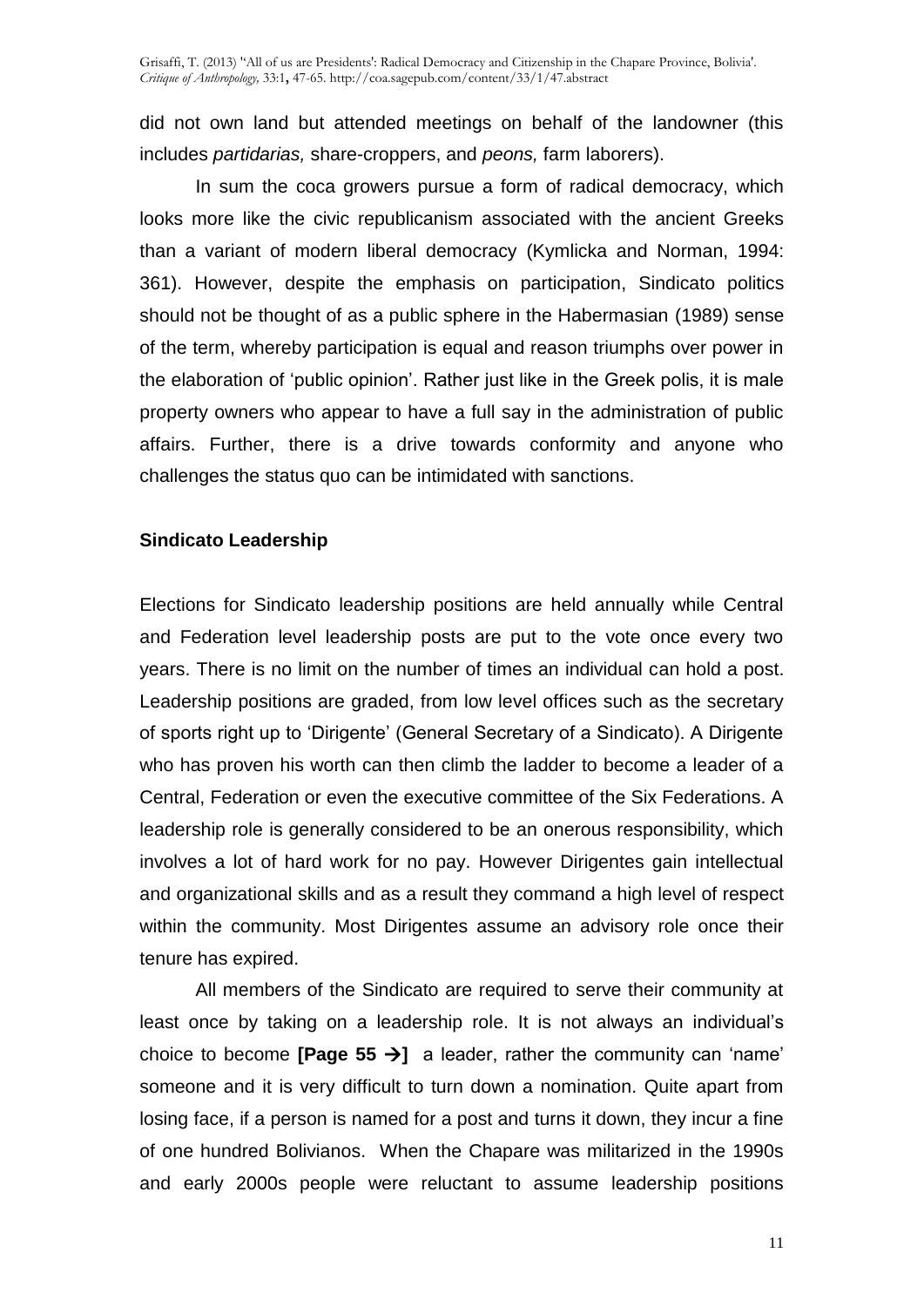did not own land but attended meetings on behalf of the landowner (this includes *partidarias,* share-croppers, and *peons,* farm laborers).

In sum the coca growers pursue a form of radical democracy, which looks more like the civic republicanism associated with the ancient Greeks than a variant of modern liberal democracy (Kymlicka and Norman, 1994: 361). However, despite the emphasis on participation, Sindicato politics should not be thought of as a public sphere in the Habermasian (1989) sense of the term, whereby participation is equal and reason triumphs over power in the elaboration of 'public opinion'. Rather just like in the Greek polis, it is male property owners who appear to have a full say in the administration of public affairs. Further, there is a drive towards conformity and anyone who challenges the status quo can be intimidated with sanctions.

### Sindicato Leadership

Elections for Sindicato leadership positions are held annually while Central and Federation level leadership posts are put to the vote once every two years. There is no limit on the number of times an individual can hold a post. Leadership positions are graded, from low level offices such as the secretary of sports right up to 'Dirigente' (General Secretary of a Sindicato). A Dirigente who has proven his worth can then climb the ladder to become a leader of a Central, Federation or even the executive committee of the Six Federations. A leadership role is generally considered to be an onerous responsibility, which involves a lot of hard work for no pay. However Dirigentes gain intellectual and organizational skills and as a result they command a high level of respect within the community. Most Dirigentes assume an advisory role once their tenure has expired.

All members of the Sindicato are required to serve their community at least once by taking on a leadership role. It is not always an individual's choice to become **[Page 55 →]** a leader, rather the community can 'name' someone and it is very difficult to turn down a nomination. Quite apart from losing face, if a person is named for a post and turns it down, they incur a fine of one hundred Bolivianos. When the Chapare was militarized in the 1990s and early 2000s people were reluctant to assume leadership positions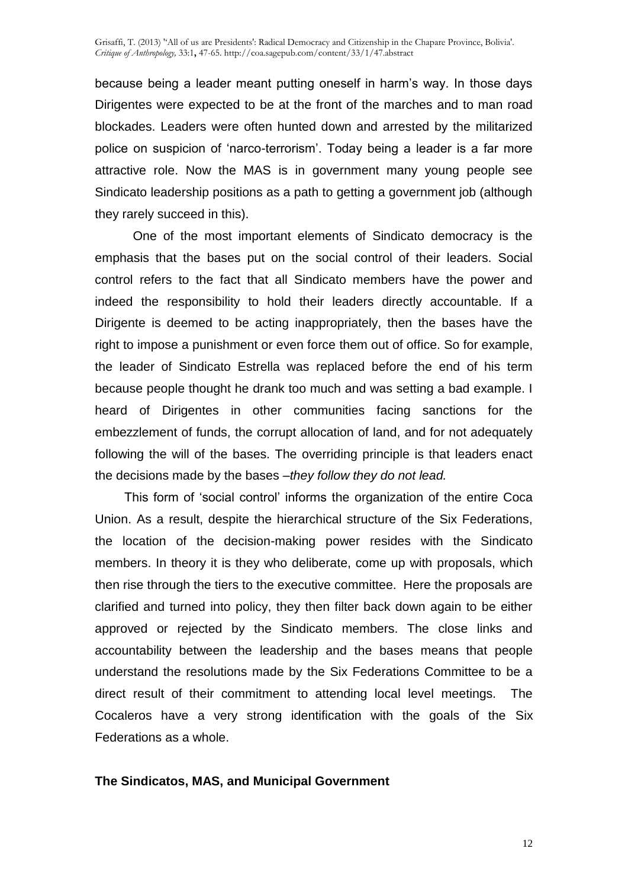because being a leader meant putting oneself in harm's way. In those days Dirigentes were expected to be at the front of the marches and to man road blockades. Leaders were often hunted down and arrested by the militarized police on suspicion of 'narco-terrorism'. Today being a leader is a far more attractive role. Now the MAS is in government many young people see Sindicato leadership positions as a path to getting a government job (although they rarely succeed in this).

One of the most important elements of Sindicato democracy is the emphasis that the bases put on the social control of their leaders. Social control refers to the fact that all Sindicato members have the power and indeed the responsibility to hold their leaders directly accountable. If a Dirigente is deemed to be acting inappropriately, then the bases have the right to impose a punishment or even force them out of office. So for example, the leader of Sindicato Estrella was replaced before the end of his term because people thought he drank too much and was setting a bad example. I heard of Dirigentes in other communities facing sanctions for the embezzlement of funds, the corrupt allocation of land, and for not adequately following the will of the bases. The overriding principle is that leaders enact the decisions made by the bases –*they follow they do not lead.*

This form of 'social control' informs the organization of the entire Coca Union. As a result, despite the hierarchical structure of the Six Federations, the location of the decision-making power resides with the Sindicato members. In theory it is they who deliberate, come up with proposals, which then rise through the tiers to the executive committee. Here the proposals are clarified and turned into policy, they then filter back down again to be either approved or rejected by the Sindicato members. The close links and accountability between the leadership and the bases means that people understand the resolutions made by the Six Federations Committee to be a direct result of their commitment to attending local level meetings. The Cocaleros have a very strong identification with the goals of the Six Federations as a whole.

### The Sindicatos, MAS, and Municipal Government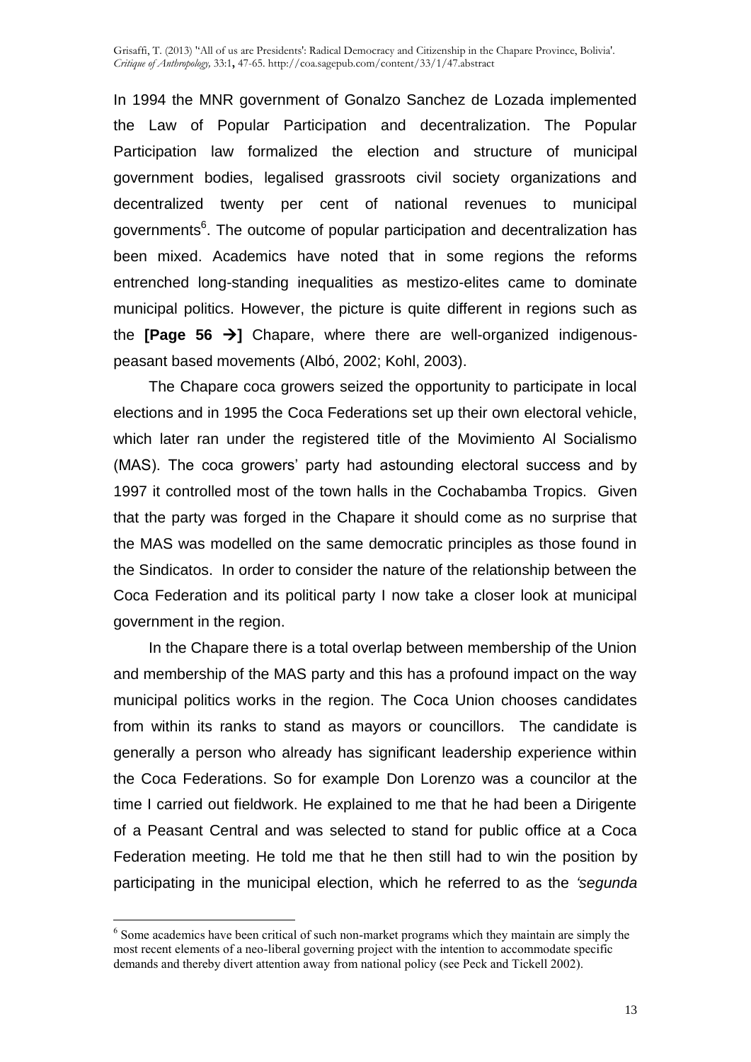In 1994 the MNR government of Gonalzo Sanchez de Lozada implemented the Law of Popular Participation and decentralization. The Popular Participation law formalized the election and structure of municipal government bodies, legalised grassroots civil society organizations and decentralized twenty per cent of national revenues to municipal governments[6]. The outcome of popular participation and decentralization has been mixed. Academics have noted that in some regions the reforms entrenched long-standing inequalities as mestizo-elites came to dominate municipal politics. However, the picture is quite different in regions such as the **[Page 56 →]** Chapare, where there are well-organized indigenous-peasant based movements (Albó, 2002; Kohl, 2003).

The Chapare coca growers seized the opportunity to participate in local elections and in 1995 the Coca Federations set up their own electoral vehicle, which later ran under the registered title of the Movimiento Al Socialismo (MAS). The coca growers' party had astounding electoral success and by 1997 it controlled most of the town halls in the Cochabamba Tropics. Given that the party was forged in the Chapare it should come as no surprise that the MAS was modelled on the same democratic principles as those found in the Sindicatos. In order to consider the nature of the relationship between the Coca Federation and its political party I now take a closer look at municipal government in the region.

In the Chapare there is a total overlap between membership of the Union and membership of the MAS party and this has a profound impact on the way municipal politics works in the region. The Coca Union chooses candidates from within its ranks to stand as mayors or councillors. The candidate is generally a person who already has significant leadership experience within the Coca Federations. So for example Don Lorenzo was a councilor at the time I carried out fieldwork. He explained to me that he had been a Dirigente of a Peasant Central and was selected to stand for public office at a Coca Federation meeting. He told me that he then still had to win the position by participating in the municipal election, which he referred to as the *'segunda*

---

[6] Some academics have been critical of such non-market programs which they maintain are simply the most recent elements of a neo-liberal governing project with the intention to accommodate specific demands and thereby divert attention away from national policy (see Peck and Tickell 2002).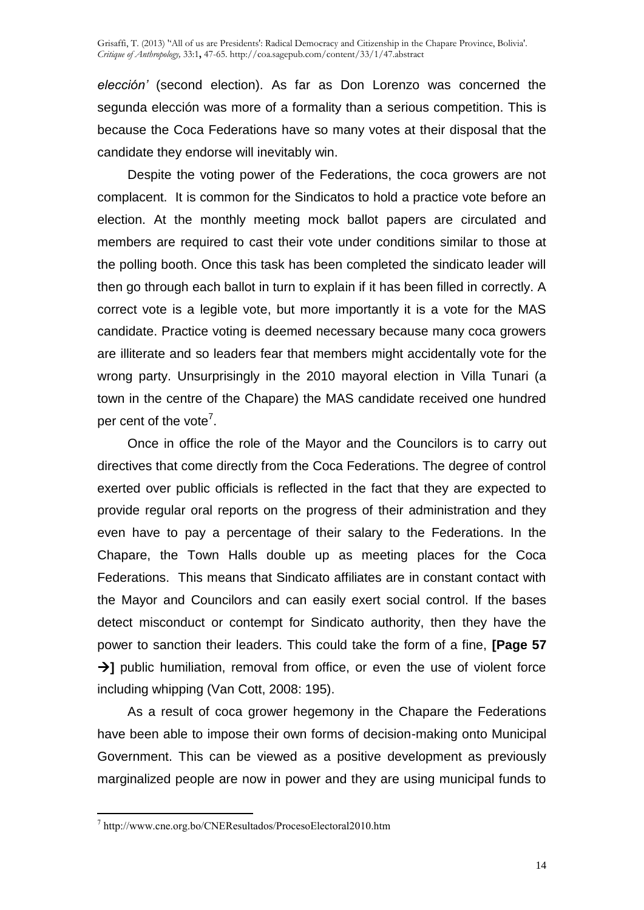*elección'* (second election). As far as Don Lorenzo was concerned the segunda elección was more of a formality than a serious competition. This is because the Coca Federations have so many votes at their disposal that the candidate they endorse will inevitably win.

Despite the voting power of the Federations, the coca growers are not complacent. It is common for the Sindicatos to hold a practice vote before an election. At the monthly meeting mock ballot papers are circulated and members are required to cast their vote under conditions similar to those at the polling booth. Once this task has been completed the sindicato leader will then go through each ballot in turn to explain if it has been filled in correctly. A correct vote is a legible vote, but more importantly it is a vote for the MAS candidate. Practice voting is deemed necessary because many coca growers are illiterate and so leaders fear that members might accidentally vote for the wrong party. Unsurprisingly in the 2010 mayoral election in Villa Tunari (a town in the centre of the Chapare) the MAS candidate received one hundred per cent of the vote[7].

Once in office the role of the Mayor and the Councilors is to carry out directives that come directly from the Coca Federations. The degree of control exerted over public officials is reflected in the fact that they are expected to provide regular oral reports on the progress of their administration and they even have to pay a percentage of their salary to the Federations. In the Chapare, the Town Halls double up as meeting places for the Coca Federations. This means that Sindicato affiliates are in constant contact with the Mayor and Councilors and can easily exert social control. If the bases detect misconduct or contempt for Sindicato authority, then they have the power to sanction their leaders. This could take the form of a fine, **[Page 57 →]** public humiliation, removal from office, or even the use of violent force including whipping (Van Cott, 2008: 195).

As a result of coca grower hegemony in the Chapare the Federations have been able to impose their own forms of decision-making onto Municipal Government. This can be viewed as a positive development as previously marginalized people are now in power and they are using municipal funds to

[7] http://www.cne.org.bo/CNEResultados/ProcesoElectoral2010.htm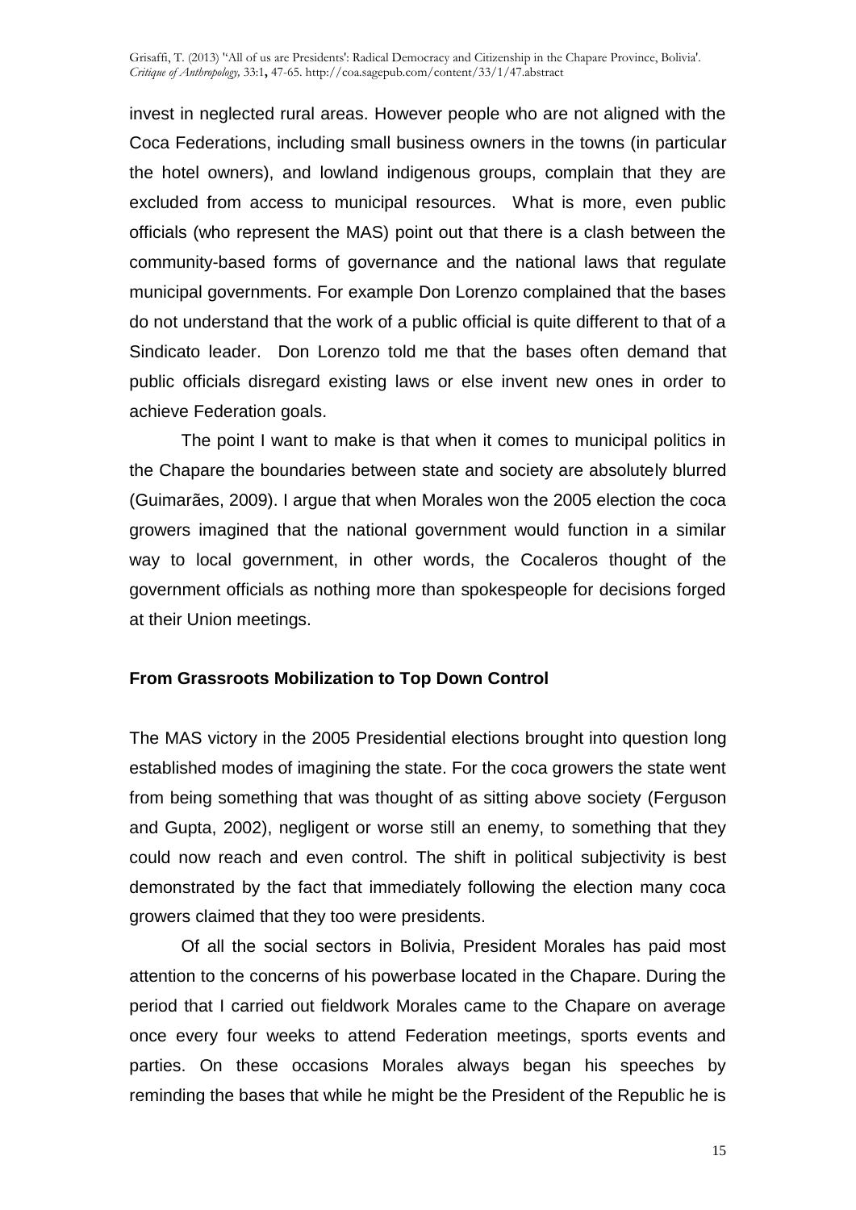invest in neglected rural areas. However people who are not aligned with the Coca Federations, including small business owners in the towns (in particular the hotel owners), and lowland indigenous groups, complain that they are excluded from access to municipal resources. What is more, even public officials (who represent the MAS) point out that there is a clash between the community-based forms of governance and the national laws that regulate municipal governments. For example Don Lorenzo complained that the bases do not understand that the work of a public official is quite different to that of a Sindicato leader. Don Lorenzo told me that the bases often demand that public officials disregard existing laws or else invent new ones in order to achieve Federation goals.

The point I want to make is that when it comes to municipal politics in the Chapare the boundaries between state and society are absolutely blurred (Guimarães, 2009). I argue that when Morales won the 2005 election the coca growers imagined that the national government would function in a similar way to local government, in other words, the Cocaleros thought of the government officials as nothing more than spokespeople for decisions forged at their Union meetings.

**From Grassroots Mobilization to Top Down Control**

The MAS victory in the 2005 Presidential elections brought into question long established modes of imagining the state. For the coca growers the state went from being something that was thought of as sitting above society (Ferguson and Gupta, 2002), negligent or worse still an enemy, to something that they could now reach and even control. The shift in political subjectivity is best demonstrated by the fact that immediately following the election many coca growers claimed that they too were presidents.

Of all the social sectors in Bolivia, President Morales has paid most attention to the concerns of his powerbase located in the Chapare. During the period that I carried out fieldwork Morales came to the Chapare on average once every four weeks to attend Federation meetings, sports events and parties. On these occasions Morales always began his speeches by reminding the bases that while he might be the President of the Republic he is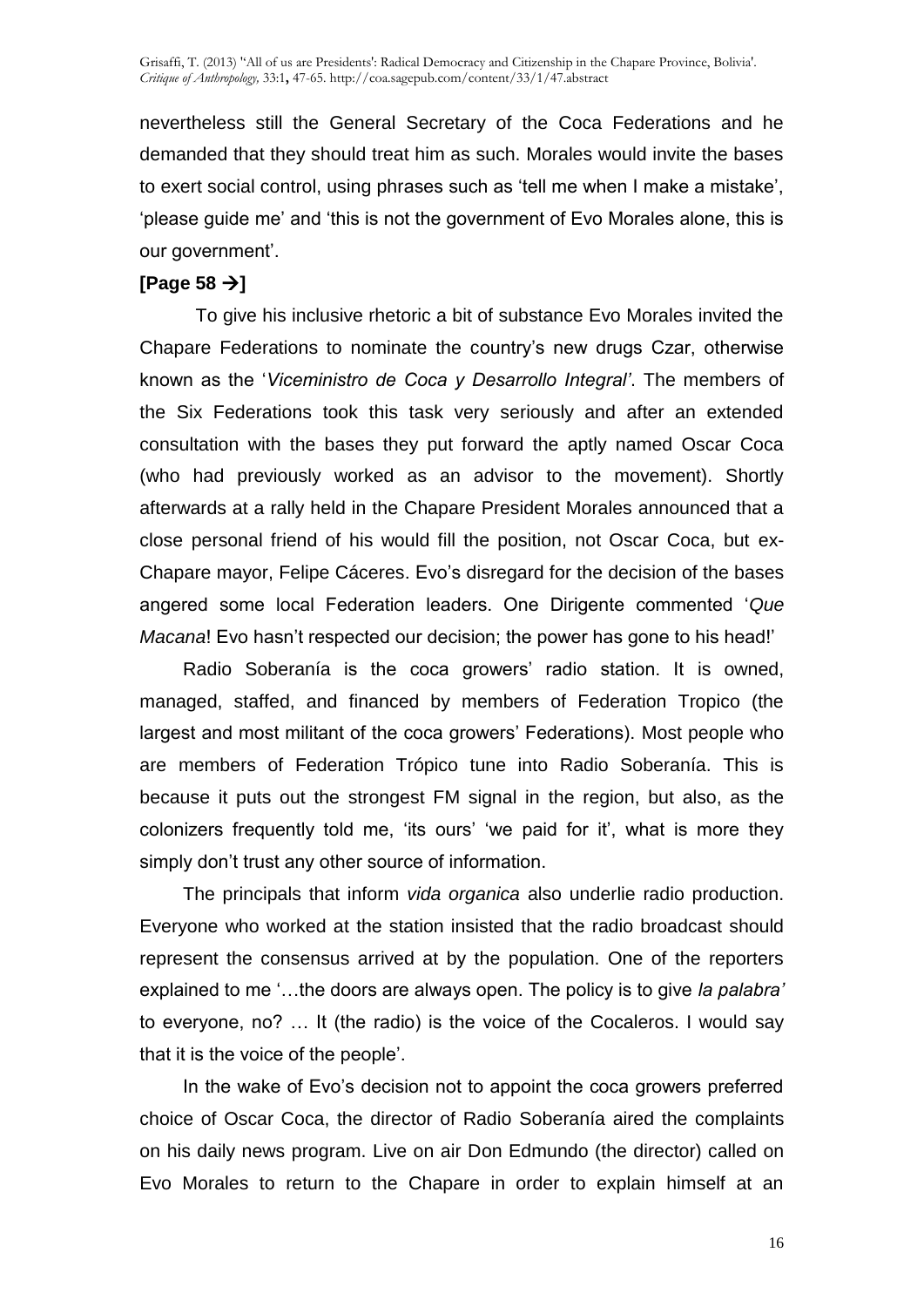nevertheless still the General Secretary of the Coca Federations and he demanded that they should treat him as such. Morales would invite the bases to exert social control, using phrases such as 'tell me when I make a mistake', 'please guide me' and 'this is not the government of Evo Morales alone, this is our government'.

**[Page 58 →]**

To give his inclusive rhetoric a bit of substance Evo Morales invited the Chapare Federations to nominate the country's new drugs Czar, otherwise known as the '*Viceministro de Coca y Desarrollo Integral'*. The members of the Six Federations took this task very seriously and after an extended consultation with the bases they put forward the aptly named Oscar Coca (who had previously worked as an advisor to the movement). Shortly afterwards at a rally held in the Chapare President Morales announced that a close personal friend of his would fill the position, not Oscar Coca, but ex-Chapare mayor, Felipe Cáceres. Evo's disregard for the decision of the bases angered some local Federation leaders. One Dirigente commented '*Que Macana*! Evo hasn't respected our decision; the power has gone to his head!'

Radio Soberanía is the coca growers' radio station. It is owned, managed, staffed, and financed by members of Federation Tropico (the largest and most militant of the coca growers' Federations). Most people who are members of Federation Trópico tune into Radio Soberanía. This is because it puts out the strongest FM signal in the region, but also, as the colonizers frequently told me, 'its ours' 'we paid for it', what is more they simply don't trust any other source of information.

The principals that inform *vida organica* also underlie radio production. Everyone who worked at the station insisted that the radio broadcast should represent the consensus arrived at by the population. One of the reporters explained to me '…the doors are always open. The policy is to give *la palabra'* to everyone, no? … It (the radio) is the voice of the Cocaleros. I would say that it is the voice of the people'.

In the wake of Evo's decision not to appoint the coca growers preferred choice of Oscar Coca, the director of Radio Soberanía aired the complaints on his daily news program. Live on air Don Edmundo (the director) called on Evo Morales to return to the Chapare in order to explain himself at an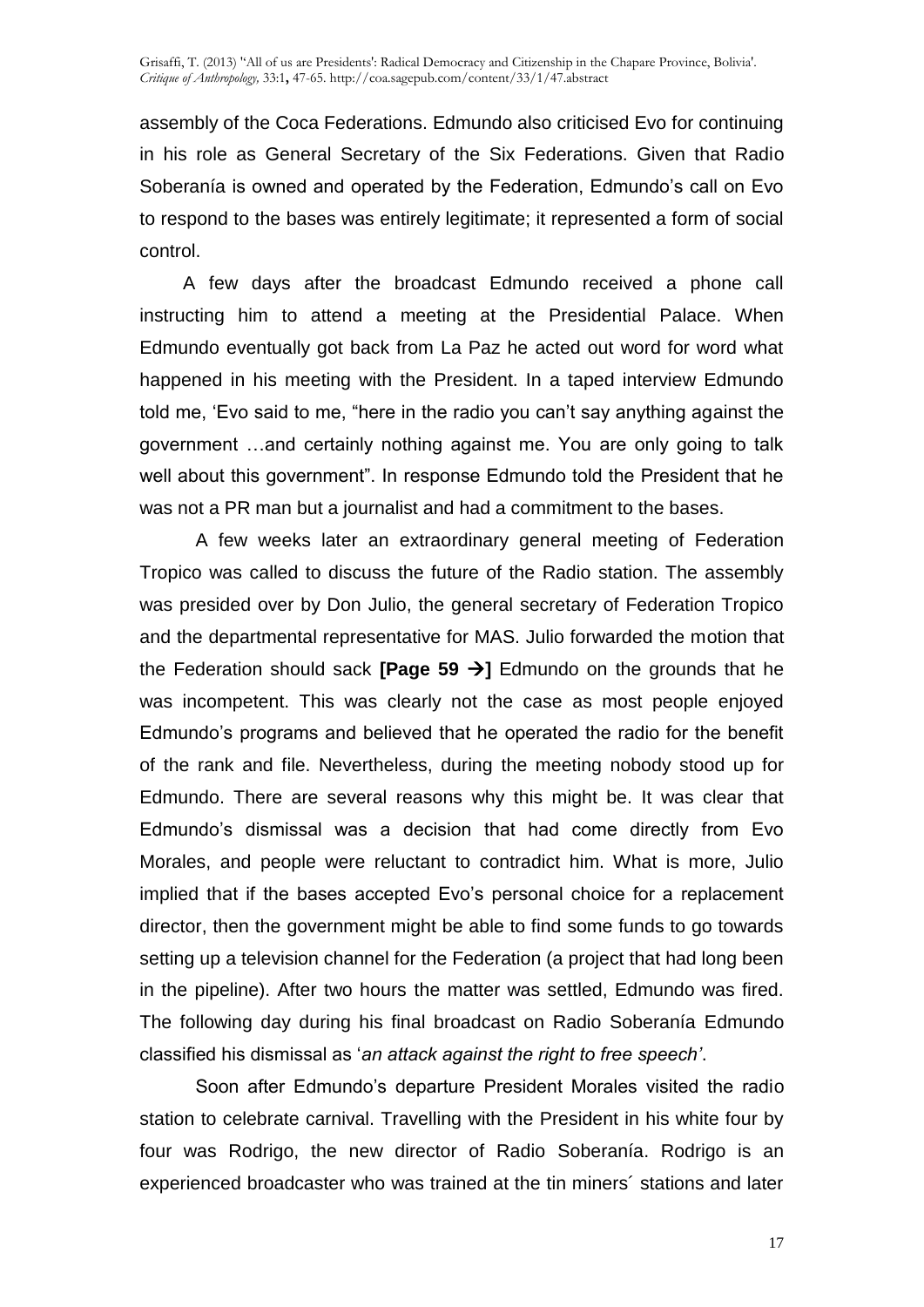assembly of the Coca Federations. Edmundo also criticised Evo for continuing in his role as General Secretary of the Six Federations. Given that Radio Soberanía is owned and operated by the Federation, Edmundo's call on Evo to respond to the bases was entirely legitimate; it represented a form of social control.

A few days after the broadcast Edmundo received a phone call instructing him to attend a meeting at the Presidential Palace. When Edmundo eventually got back from La Paz he acted out word for word what happened in his meeting with the President. In a taped interview Edmundo told me, 'Evo said to me, "here in the radio you can't say anything against the government …and certainly nothing against me. You are only going to talk well about this government". In response Edmundo told the President that he was not a PR man but a journalist and had a commitment to the bases.

A few weeks later an extraordinary general meeting of Federation Tropico was called to discuss the future of the Radio station. The assembly was presided over by Don Julio, the general secretary of Federation Tropico and the departmental representative for MAS. Julio forwarded the motion that the Federation should sack **[Page 59 →]** Edmundo on the grounds that he was incompetent. This was clearly not the case as most people enjoyed Edmundo's programs and believed that he operated the radio for the benefit of the rank and file. Nevertheless, during the meeting nobody stood up for Edmundo. There are several reasons why this might be. It was clear that Edmundo's dismissal was a decision that had come directly from Evo Morales, and people were reluctant to contradict him. What is more, Julio implied that if the bases accepted Evo's personal choice for a replacement director, then the government might be able to find some funds to go towards setting up a television channel for the Federation (a project that had long been in the pipeline). After two hours the matter was settled, Edmundo was fired. The following day during his final broadcast on Radio Soberanía Edmundo classified his dismissal as '*an attack against the right to free speech'*.

Soon after Edmundo's departure President Morales visited the radio station to celebrate carnival. Travelling with the President in his white four by four was Rodrigo, the new director of Radio Soberanía. Rodrigo is an experienced broadcaster who was trained at the tin miners´ stations and later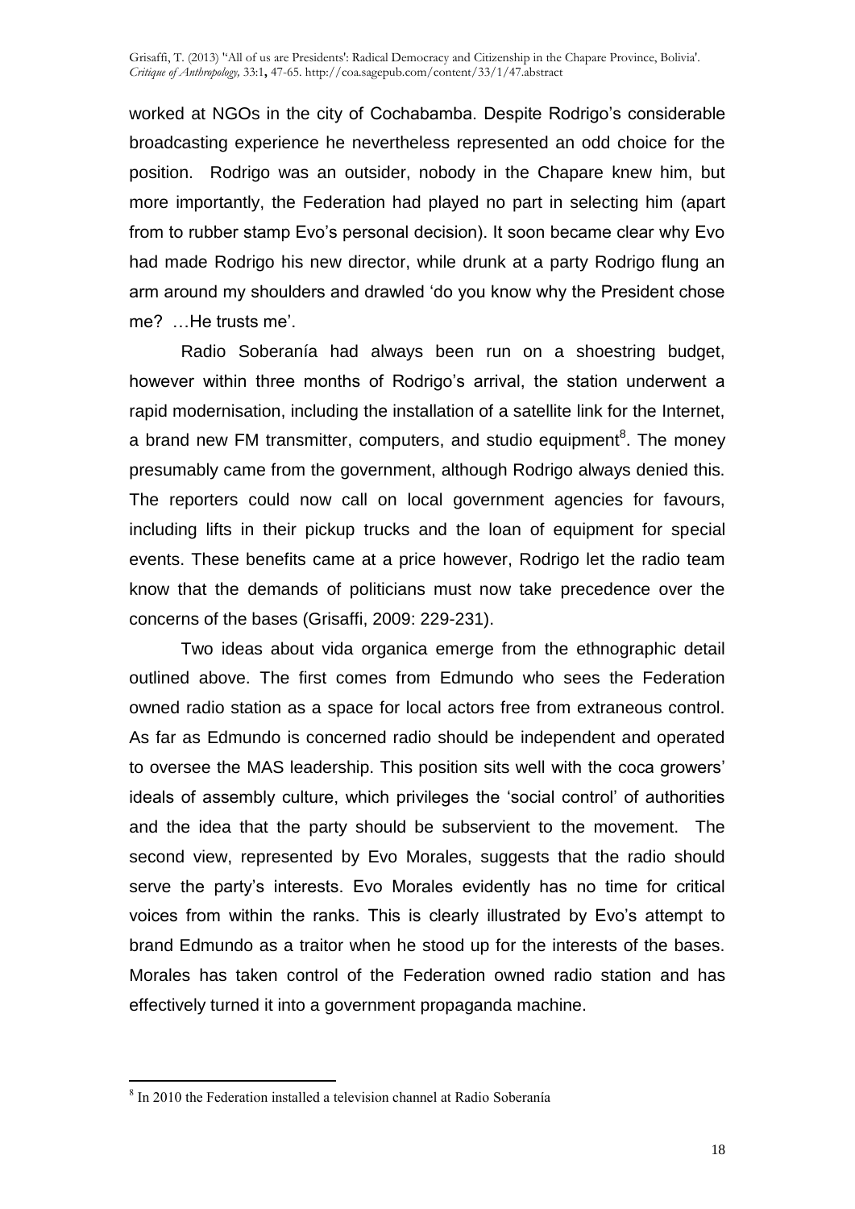worked at NGOs in the city of Cochabamba. Despite Rodrigo's considerable broadcasting experience he nevertheless represented an odd choice for the position. Rodrigo was an outsider, nobody in the Chapare knew him, but more importantly, the Federation had played no part in selecting him (apart from to rubber stamp Evo's personal decision). It soon became clear why Evo had made Rodrigo his new director, while drunk at a party Rodrigo flung an arm around my shoulders and drawled 'do you know why the President chose me? …He trusts me'.

Radio Soberanía had always been run on a shoestring budget, however within three months of Rodrigo's arrival, the station underwent a rapid modernisation, including the installation of a satellite link for the Internet, a brand new FM transmitter, computers, and studio equipment[8]. The money presumably came from the government, although Rodrigo always denied this. The reporters could now call on local government agencies for favours, including lifts in their pickup trucks and the loan of equipment for special events. These benefits came at a price however, Rodrigo let the radio team know that the demands of politicians must now take precedence over the concerns of the bases (Grisaffi, 2009: 229-231).

Two ideas about vida organica emerge from the ethnographic detail outlined above. The first comes from Edmundo who sees the Federation owned radio station as a space for local actors free from extraneous control. As far as Edmundo is concerned radio should be independent and operated to oversee the MAS leadership. This position sits well with the coca growers' ideals of assembly culture, which privileges the 'social control' of authorities and the idea that the party should be subservient to the movement. The second view, represented by Evo Morales, suggests that the radio should serve the party's interests. Evo Morales evidently has no time for critical voices from within the ranks. This is clearly illustrated by Evo's attempt to brand Edmundo as a traitor when he stood up for the interests of the bases. Morales has taken control of the Federation owned radio station and has effectively turned it into a government propaganda machine.

---

[8] In 2010 the Federation installed a television channel at Radio Soberanía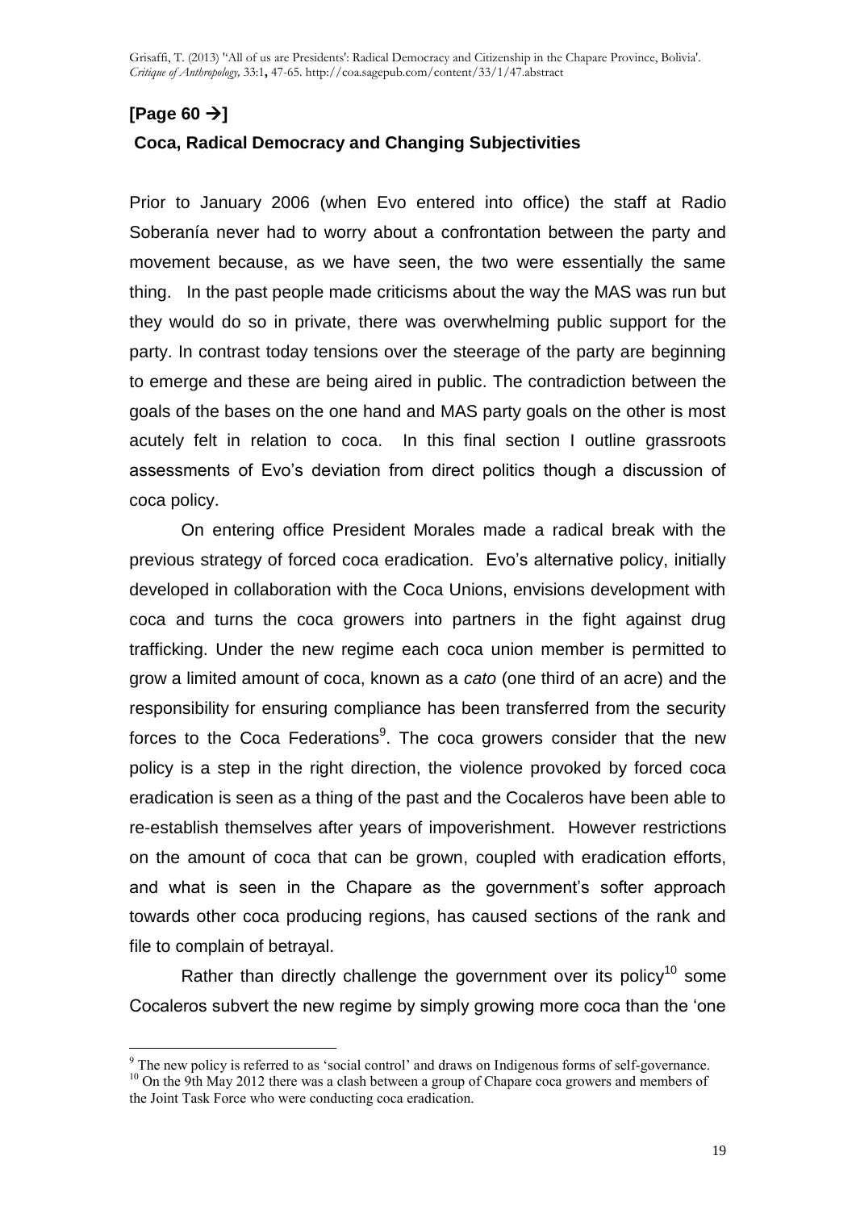**[Page 60 →]**

**Coca, Radical Democracy and Changing Subjectivities**

Prior to January 2006 (when Evo entered into office) the staff at Radio Soberanía never had to worry about a confrontation between the party and movement because, as we have seen, the two were essentially the same thing. In the past people made criticisms about the way the MAS was run but they would do so in private, there was overwhelming public support for the party. In contrast today tensions over the steerage of the party are beginning to emerge and these are being aired in public. The contradiction between the goals of the bases on the one hand and MAS party goals on the other is most acutely felt in relation to coca. In this final section I outline grassroots assessments of Evo's deviation from direct politics though a discussion of coca policy.

On entering office President Morales made a radical break with the previous strategy of forced coca eradication. Evo's alternative policy, initially developed in collaboration with the Coca Unions, envisions development with coca and turns the coca growers into partners in the fight against drug trafficking. Under the new regime each coca union member is permitted to grow a limited amount of coca, known as a *cato* (one third of an acre) and the responsibility for ensuring compliance has been transferred from the security forces to the Coca Federations[9]. The coca growers consider that the new policy is a step in the right direction, the violence provoked by forced coca eradication is seen as a thing of the past and the Cocaleros have been able to re-establish themselves after years of impoverishment. However restrictions on the amount of coca that can be grown, coupled with eradication efforts, and what is seen in the Chapare as the government's softer approach towards other coca producing regions, has caused sections of the rank and file to complain of betrayal.

Rather than directly challenge the government over its policy[10] some Cocaleros subvert the new regime by simply growing more coca than the 'one

[9] The new policy is referred to as 'social control' and draws on Indigenous forms of self-governance.

[10] On the 9th May 2012 there was a clash between a group of Chapare coca growers and members of the Joint Task Force who were conducting coca eradication.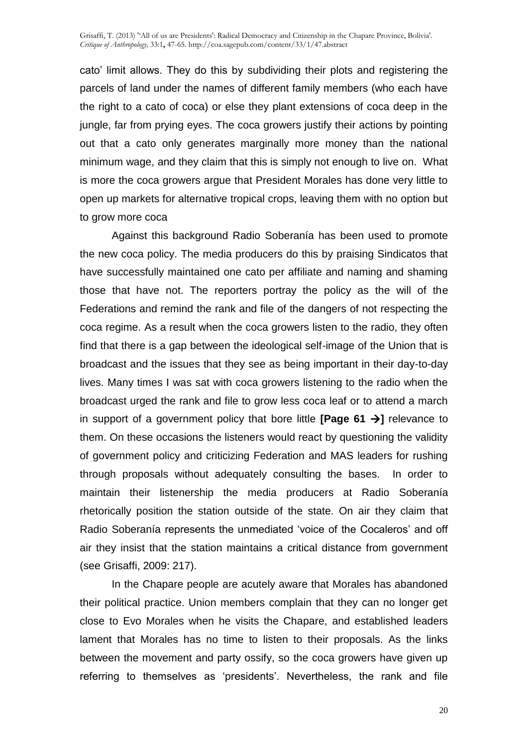cato' limit allows. They do this by subdividing their plots and registering the parcels of land under the names of different family members (who each have the right to a cato of coca) or else they plant extensions of coca deep in the jungle, far from prying eyes. The coca growers justify their actions by pointing out that a cato only generates marginally more money than the national minimum wage, and they claim that this is simply not enough to live on. What is more the coca growers argue that President Morales has done very little to open up markets for alternative tropical crops, leaving them with no option but to grow more coca

Against this background Radio Soberanía has been used to promote the new coca policy. The media producers do this by praising Sindicatos that have successfully maintained one cato per affiliate and naming and shaming those that have not. The reporters portray the policy as the will of the Federations and remind the rank and file of the dangers of not respecting the coca regime. As a result when the coca growers listen to the radio, they often find that there is a gap between the ideological self-image of the Union that is broadcast and the issues that they see as being important in their day-to-day lives. Many times I was sat with coca growers listening to the radio when the broadcast urged the rank and file to grow less coca leaf or to attend a march in support of a government policy that bore little **[Page 61 →]** relevance to them. On these occasions the listeners would react by questioning the validity of government policy and criticizing Federation and MAS leaders for rushing through proposals without adequately consulting the bases. In order to maintain their listenership the media producers at Radio Soberanía rhetorically position the station outside of the state. On air they claim that Radio Soberanía represents the unmediated 'voice of the Cocaleros' and off air they insist that the station maintains a critical distance from government (see Grisaffi, 2009: 217).

In the Chapare people are acutely aware that Morales has abandoned their political practice. Union members complain that they can no longer get close to Evo Morales when he visits the Chapare, and established leaders lament that Morales has no time to listen to their proposals. As the links between the movement and party ossify, so the coca growers have given up referring to themselves as 'presidents'. Nevertheless, the rank and file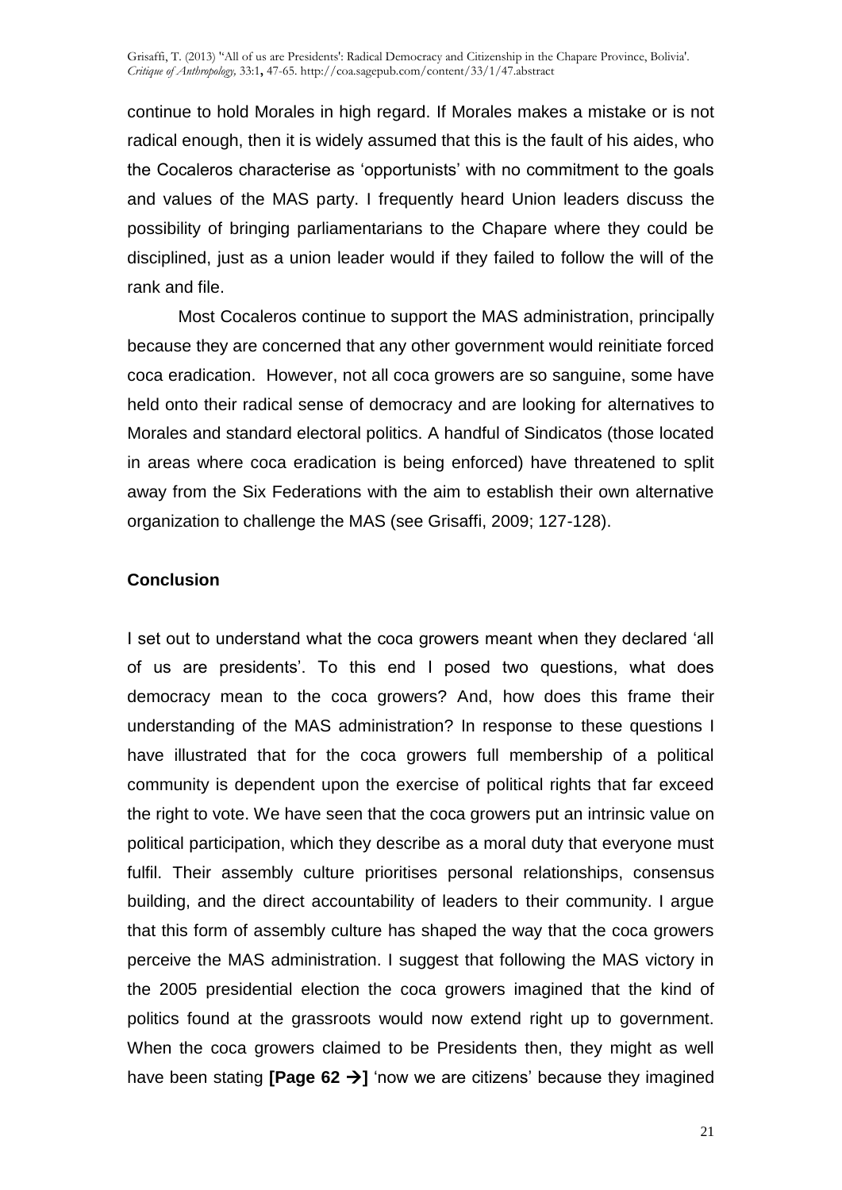continue to hold Morales in high regard. If Morales makes a mistake or is not radical enough, then it is widely assumed that this is the fault of his aides, who the Cocaleros characterise as 'opportunists' with no commitment to the goals and values of the MAS party. I frequently heard Union leaders discuss the possibility of bringing parliamentarians to the Chapare where they could be disciplined, just as a union leader would if they failed to follow the will of the rank and file.

Most Cocaleros continue to support the MAS administration, principally because they are concerned that any other government would reinitiate forced coca eradication. However, not all coca growers are so sanguine, some have held onto their radical sense of democracy and are looking for alternatives to Morales and standard electoral politics. A handful of Sindicatos (those located in areas where coca eradication is being enforced) have threatened to split away from the Six Federations with the aim to establish their own alternative organization to challenge the MAS (see Grisaffi, 2009; 127-128).

## Conclusion

I set out to understand what the coca growers meant when they declared 'all of us are presidents'. To this end I posed two questions, what does democracy mean to the coca growers? And, how does this frame their understanding of the MAS administration? In response to these questions I have illustrated that for the coca growers full membership of a political community is dependent upon the exercise of political rights that far exceed the right to vote. We have seen that the coca growers put an intrinsic value on political participation, which they describe as a moral duty that everyone must fulfil. Their assembly culture prioritises personal relationships, consensus building, and the direct accountability of leaders to their community. I argue that this form of assembly culture has shaped the way that the coca growers perceive the MAS administration. I suggest that following the MAS victory in the 2005 presidential election the coca growers imagined that the kind of politics found at the grassroots would now extend right up to government. When the coca growers claimed to be Presidents then, they might as well have been stating **[Page 62 →]** 'now we are citizens' because they imagined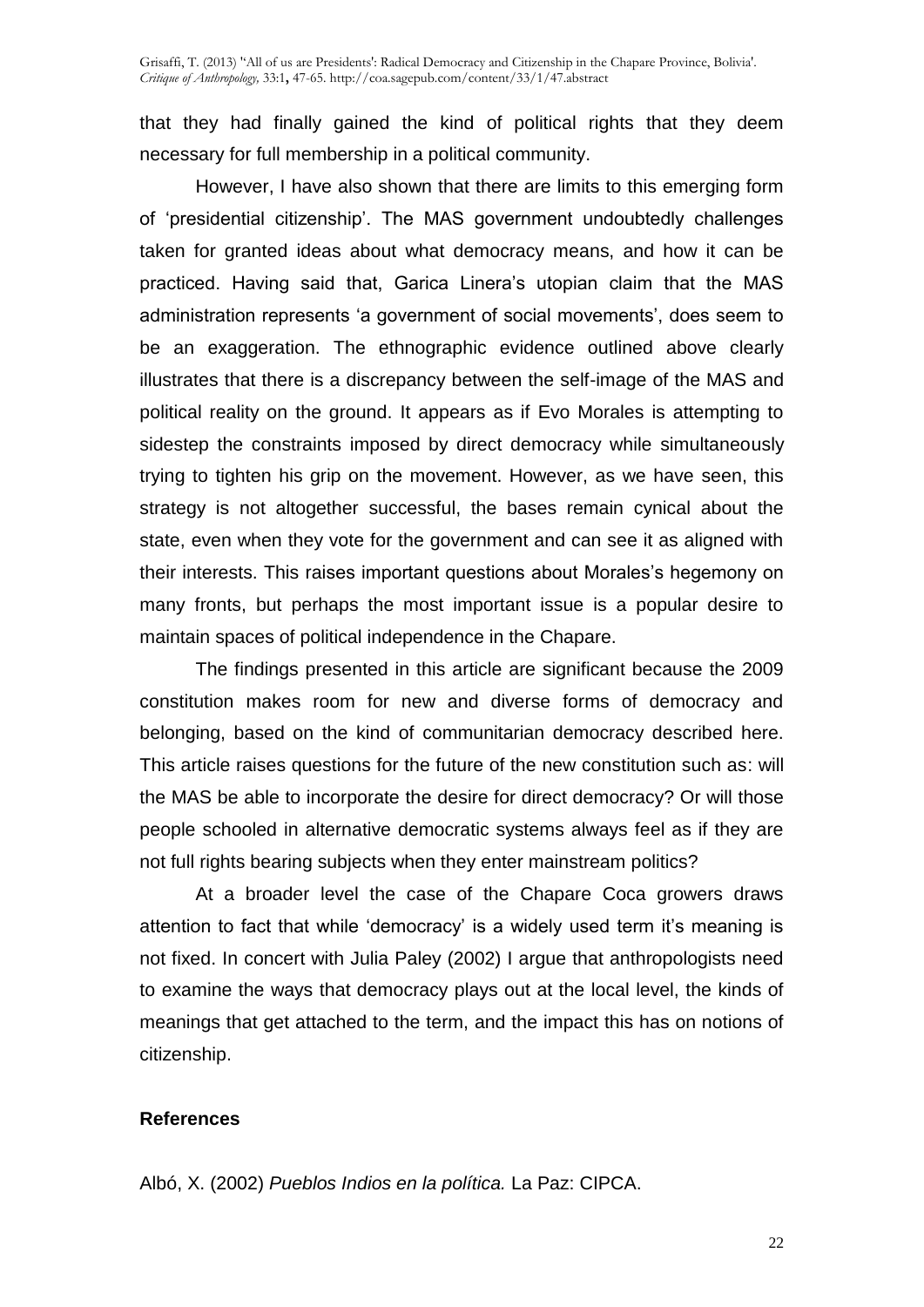that they had finally gained the kind of political rights that they deem necessary for full membership in a political community.

However, I have also shown that there are limits to this emerging form of 'presidential citizenship'. The MAS government undoubtedly challenges taken for granted ideas about what democracy means, and how it can be practiced. Having said that, Garica Linera's utopian claim that the MAS administration represents 'a government of social movements', does seem to be an exaggeration. The ethnographic evidence outlined above clearly illustrates that there is a discrepancy between the self-image of the MAS and political reality on the ground. It appears as if Evo Morales is attempting to sidestep the constraints imposed by direct democracy while simultaneously trying to tighten his grip on the movement. However, as we have seen, this strategy is not altogether successful, the bases remain cynical about the state, even when they vote for the government and can see it as aligned with their interests. This raises important questions about Morales's hegemony on many fronts, but perhaps the most important issue is a popular desire to maintain spaces of political independence in the Chapare.

The findings presented in this article are significant because the 2009 constitution makes room for new and diverse forms of democracy and belonging, based on the kind of communitarian democracy described here. This article raises questions for the future of the new constitution such as: will the MAS be able to incorporate the desire for direct democracy? Or will those people schooled in alternative democratic systems always feel as if they are not full rights bearing subjects when they enter mainstream politics?

At a broader level the case of the Chapare Coca growers draws attention to fact that while 'democracy' is a widely used term it's meaning is not fixed. In concert with Julia Paley (2002) I argue that anthropologists need to examine the ways that democracy plays out at the local level, the kinds of meanings that get attached to the term, and the impact this has on notions of citizenship.

## References

Albó, X. (2002) *Pueblos Indios en la política.* La Paz: CIPCA.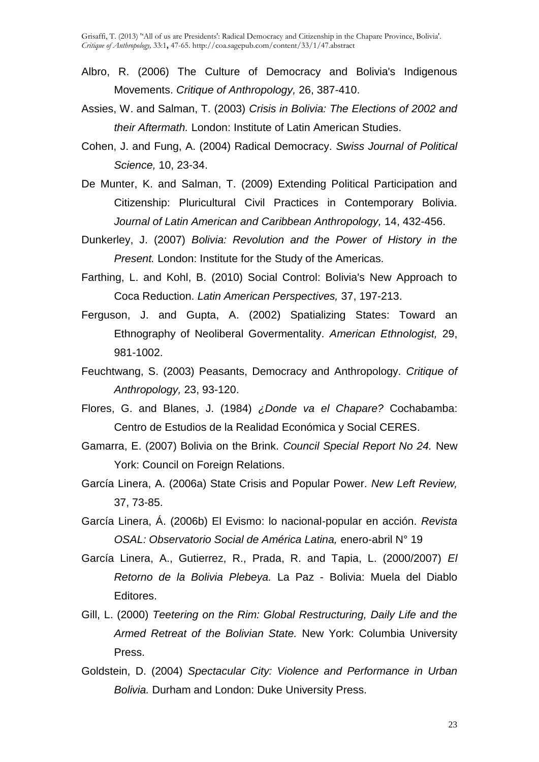Albro, R. (2006) The Culture of Democracy and Bolivia's Indigenous Movements. *Critique of Anthropology,* 26, 387-410.

Assies, W. and Salman, T. (2003) *Crisis in Bolivia: The Elections of 2002 and their Aftermath.* London: Institute of Latin American Studies.

Cohen, J. and Fung, A. (2004) Radical Democracy. *Swiss Journal of Political Science,* 10, 23-34.

De Munter, K. and Salman, T. (2009) Extending Political Participation and Citizenship: Pluricultural Civil Practices in Contemporary Bolivia. *Journal of Latin American and Caribbean Anthropology,* 14, 432-456.

Dunkerley, J. (2007) *Bolivia: Revolution and the Power of History in the Present.* London: Institute for the Study of the Americas.

Farthing, L. and Kohl, B. (2010) Social Control: Bolivia's New Approach to Coca Reduction. *Latin American Perspectives,* 37, 197-213.

Ferguson, J. and Gupta, A. (2002) Spatializing States: Toward an Ethnography of Neoliberal Govermentality. *American Ethnologist,* 29, 981-1002.

Feuchtwang, S. (2003) Peasants, Democracy and Anthropology. *Critique of Anthropology,* 23, 93-120.

Flores, G. and Blanes, J. (1984) *¿Donde va el Chapare?* Cochabamba: Centro de Estudios de la Realidad Económica y Social CERES.

Gamarra, E. (2007) Bolivia on the Brink. *Council Special Report No 24.* New York: Council on Foreign Relations.

García Linera, A. (2006a) State Crisis and Popular Power. *New Left Review,* 37, 73-85.

García Linera, Á. (2006b) El Evismo: lo nacional-popular en acción. *Revista OSAL: Observatorio Social de América Latina,* enero-abril N° 19

García Linera, A., Gutierrez, R., Prada, R. and Tapia, L. (2000/2007) *El Retorno de la Bolivia Plebeya.* La Paz - Bolivia: Muela del Diablo Editores.

Gill, L. (2000) *Teetering on the Rim: Global Restructuring, Daily Life and the Armed Retreat of the Bolivian State.* New York: Columbia University Press.

Goldstein, D. (2004) *Spectacular City: Violence and Performance in Urban Bolivia.* Durham and London: Duke University Press.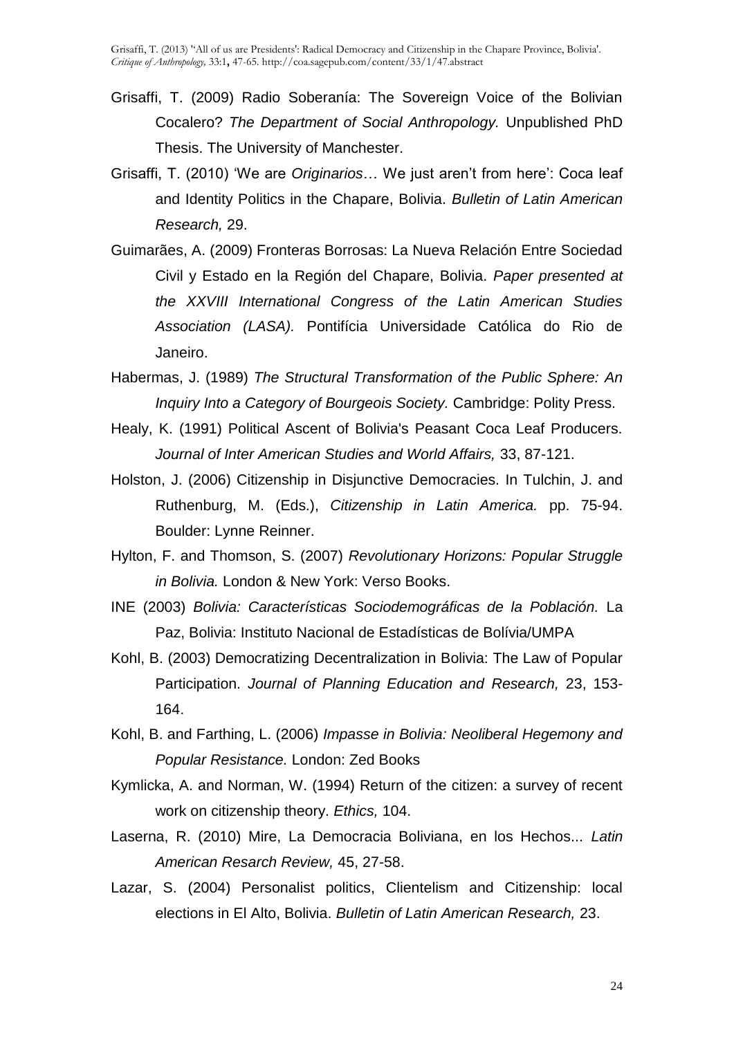Grisaffi, T. (2009) Radio Soberanía: The Sovereign Voice of the Bolivian Cocalero? *The Department of Social Anthropology.* Unpublished PhD Thesis. The University of Manchester.

Grisaffi, T. (2010) 'We are *Originarios*… We just aren't from here': Coca leaf and Identity Politics in the Chapare, Bolivia. *Bulletin of Latin American Research,* 29.

Guimarães, A. (2009) Fronteras Borrosas: La Nueva Relación Entre Sociedad Civil y Estado en la Región del Chapare, Bolivia. *Paper presented at the XXVIII International Congress of the Latin American Studies Association (LASA).* Pontifícia Universidade Católica do Rio de Janeiro.

Habermas, J. (1989) *The Structural Transformation of the Public Sphere: An Inquiry Into a Category of Bourgeois Society.* Cambridge: Polity Press.

Healy, K. (1991) Political Ascent of Bolivia's Peasant Coca Leaf Producers. *Journal of Inter American Studies and World Affairs,* 33, 87-121.

Holston, J. (2006) Citizenship in Disjunctive Democracies. In Tulchin, J. and Ruthenburg, M. (Eds.), *Citizenship in Latin America.* pp. 75-94. Boulder: Lynne Reinner.

Hylton, F. and Thomson, S. (2007) *Revolutionary Horizons: Popular Struggle in Bolivia.* London & New York: Verso Books.

INE (2003) *Bolivia: Características Sociodemográficas de la Población.* La Paz, Bolivia: Instituto Nacional de Estadísticas de Bolívia/UMPA

Kohl, B. (2003) Democratizing Decentralization in Bolivia: The Law of Popular Participation. *Journal of Planning Education and Research,* 23, 153-164.

Kohl, B. and Farthing, L. (2006) *Impasse in Bolivia: Neoliberal Hegemony and Popular Resistance.* London: Zed Books

Kymlicka, A. and Norman, W. (1994) Return of the citizen: a survey of recent work on citizenship theory. *Ethics,* 104.

Laserna, R. (2010) Mire, La Democracia Boliviana, en los Hechos... *Latin American Resarch Review,* 45, 27-58.

Lazar, S. (2004) Personalist politics, Clientelism and Citizenship: local elections in El Alto, Bolivia. *Bulletin of Latin American Research,* 23.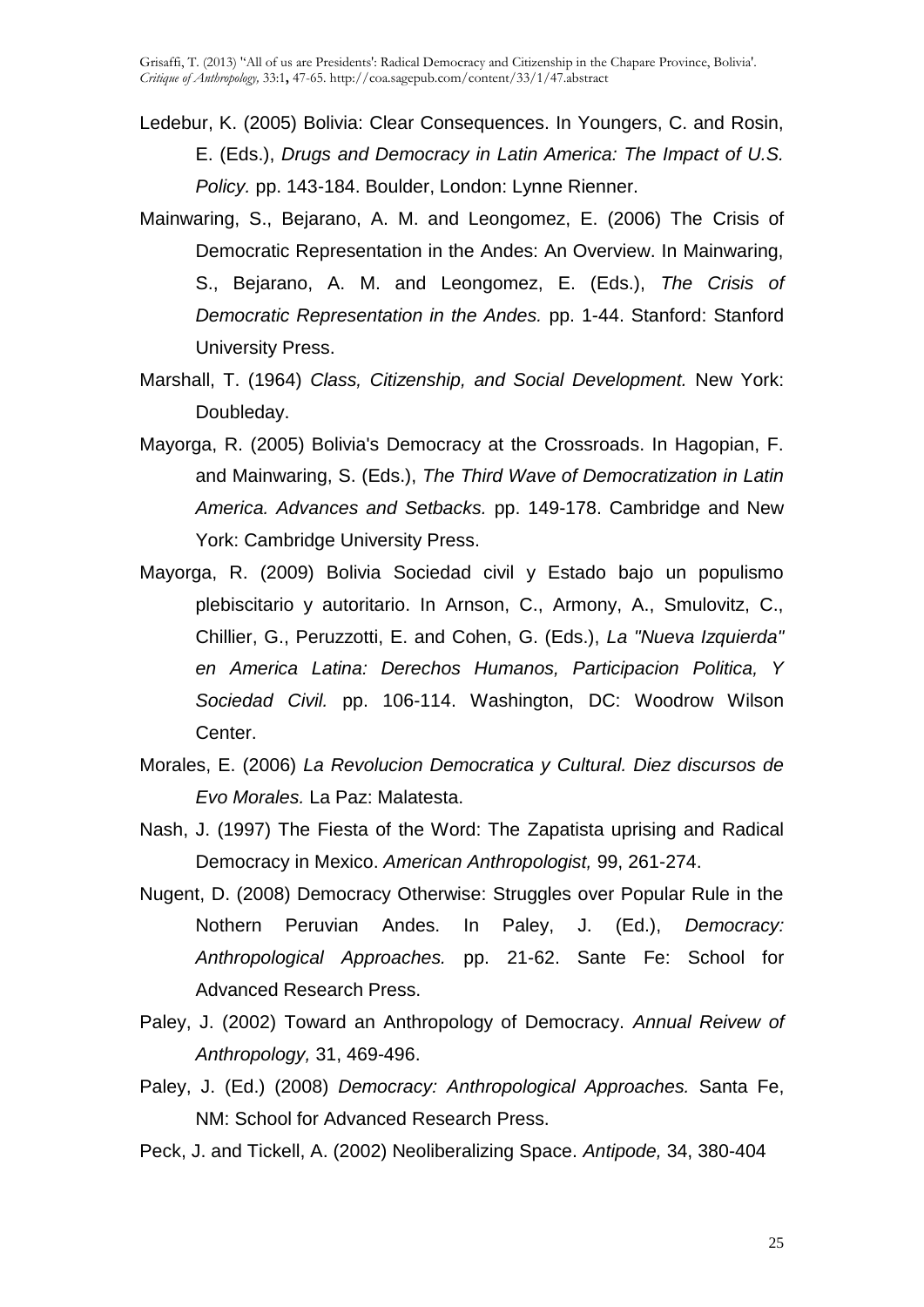Ledebur, K. (2005) Bolivia: Clear Consequences. In Youngers, C. and Rosin, E. (Eds.), *Drugs and Democracy in Latin America: The Impact of U.S. Policy.* pp. 143-184. Boulder, London: Lynne Rienner.

Mainwaring, S., Bejarano, A. M. and Leongomez, E. (2006) The Crisis of Democratic Representation in the Andes: An Overview. In Mainwaring, S., Bejarano, A. M. and Leongomez, E. (Eds.), *The Crisis of Democratic Representation in the Andes.* pp. 1-44. Stanford: Stanford University Press.

Marshall, T. (1964) *Class, Citizenship, and Social Development.* New York: Doubleday.

Mayorga, R. (2005) Bolivia's Democracy at the Crossroads. In Hagopian, F. and Mainwaring, S. (Eds.), *The Third Wave of Democratization in Latin America. Advances and Setbacks.* pp. 149-178. Cambridge and New York: Cambridge University Press.

Mayorga, R. (2009) Bolivia Sociedad civil y Estado bajo un populismo plebiscitario y autoritario. In Arnson, C., Armony, A., Smulovitz, C., Chillier, G., Peruzzotti, E. and Cohen, G. (Eds.), *La "Nueva Izquierda" en America Latina: Derechos Humanos, Participacion Politica, Y Sociedad Civil.* pp. 106-114. Washington, DC: Woodrow Wilson Center.

Morales, E. (2006) *La Revolucion Democratica y Cultural. Diez discursos de Evo Morales.* La Paz: Malatesta.

Nash, J. (1997) The Fiesta of the Word: The Zapatista uprising and Radical Democracy in Mexico. *American Anthropologist,* 99, 261-274.

Nugent, D. (2008) Democracy Otherwise: Struggles over Popular Rule in the Nothern Peruvian Andes. In Paley, J. (Ed.), *Democracy: Anthropological Approaches.* pp. 21-62. Sante Fe: School for Advanced Research Press.

Paley, J. (2002) Toward an Anthropology of Democracy. *Annual Reivew of Anthropology,* 31, 469-496.

Paley, J. (Ed.) (2008) *Democracy: Anthropological Approaches.* Santa Fe, NM: School for Advanced Research Press.

Peck, J. and Tickell, A. (2002) Neoliberalizing Space. *Antipode,* 34, 380-404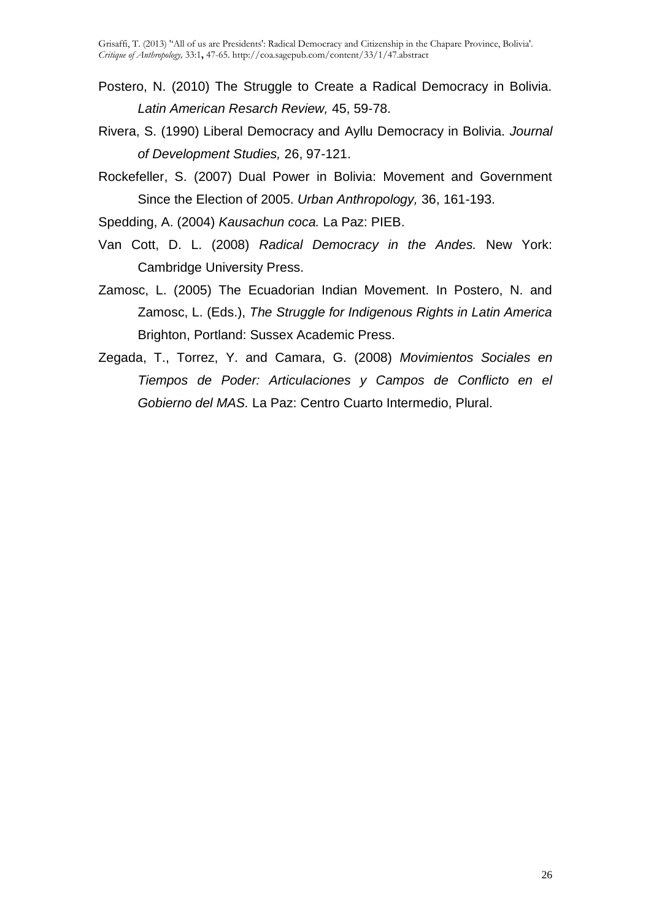Postero, N. (2010) The Struggle to Create a Radical Democracy in Bolivia. *Latin American Resarch Review,* 45, 59-78.

Rivera, S. (1990) Liberal Democracy and Ayllu Democracy in Bolivia. *Journal of Development Studies,* 26, 97-121.

Rockefeller, S. (2007) Dual Power in Bolivia: Movement and Government Since the Election of 2005. *Urban Anthropology,* 36, 161-193.

Spedding, A. (2004) *Kausachun coca.* La Paz: PIEB.

Van Cott, D. L. (2008) *Radical Democracy in the Andes.* New York: Cambridge University Press.

Zamosc, L. (2005) The Ecuadorian Indian Movement. In Postero, N. and Zamosc, L. (Eds.), *The Struggle for Indigenous Rights in Latin America* Brighton, Portland: Sussex Academic Press.

Zegada, T., Torrez, Y. and Camara, G. (2008) *Movimientos Sociales en Tiempos de Poder: Articulaciones y Campos de Conflicto en el Gobierno del MAS.* La Paz: Centro Cuarto Intermedio, Plural.